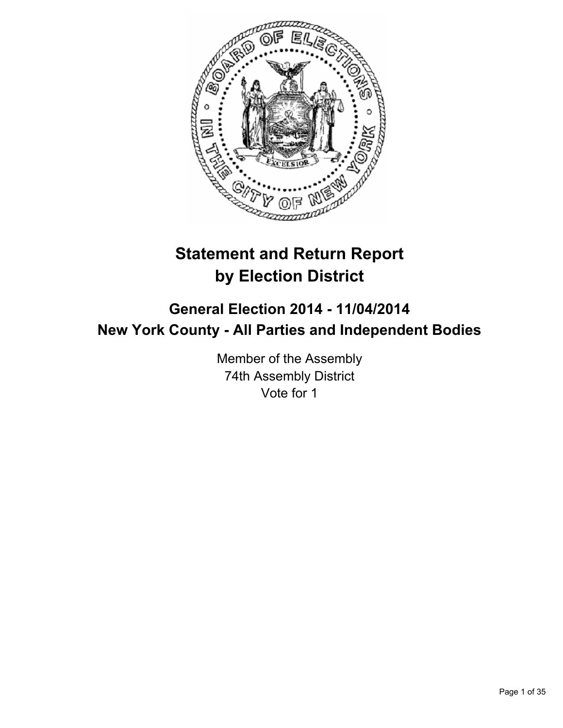# Statement and Return Report by Election District

## General Election 2014 - 11/04/2014
## New York County - All Parties and Independent Bodies

Member of the Assembly
74th Assembly District
Vote for 1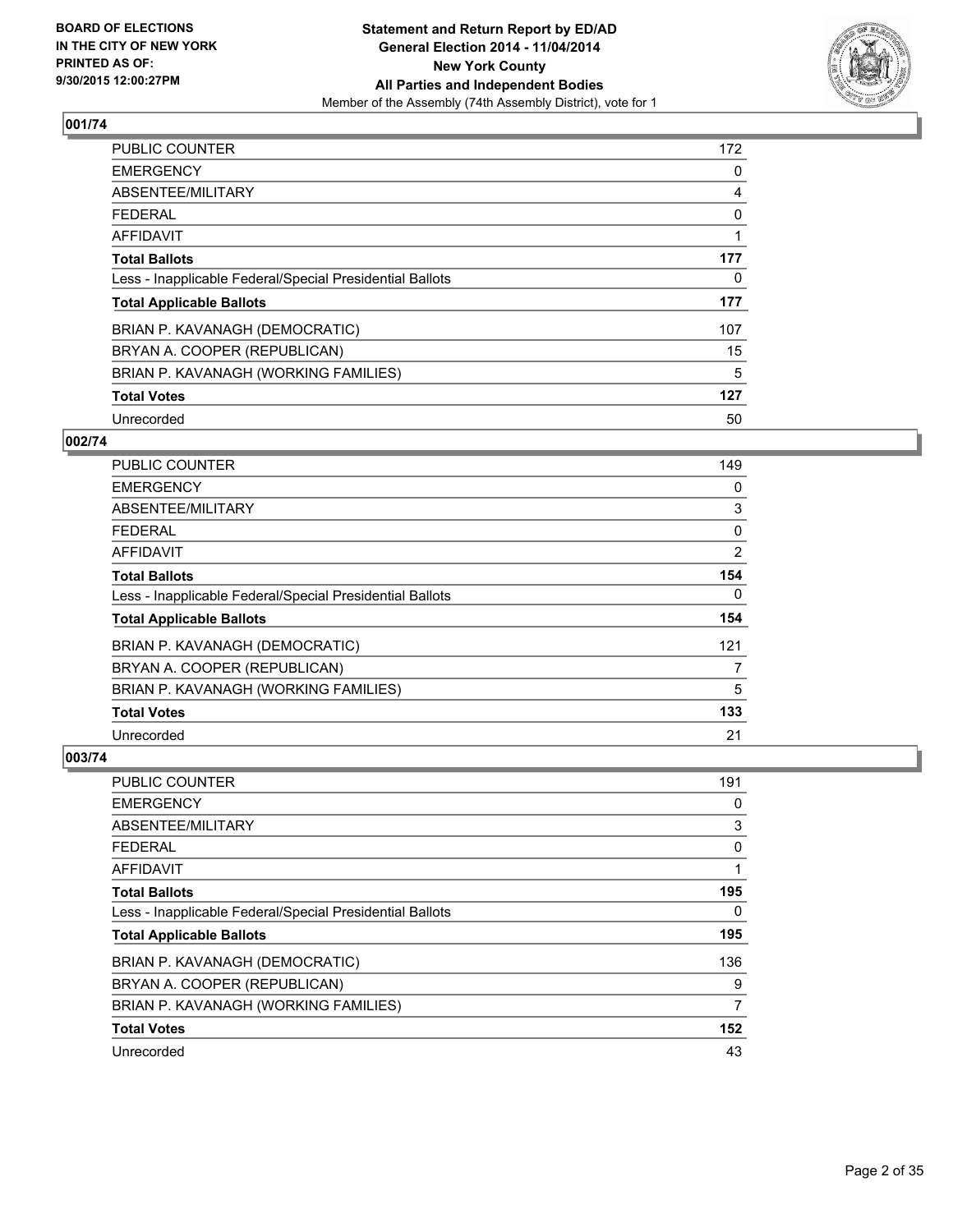**BOARD OF ELECTIONS IN THE CITY OF NEW YORK PRINTED AS OF: 9/30/2015 12:00:27PM**

**Statement and Return Report by ED/AD General Election 2014 - 11/04/2014 New York County All Parties and Independent Bodies**

Member of the Assembly (74th Assembly District), vote for 1

## 001/74

| | |
|---|---|
| PUBLIC COUNTER | 172 |
| EMERGENCY | 0 |
| ABSENTEE/MILITARY | 4 |
| FEDERAL | 0 |
| AFFIDAVIT | 1 |
| **Total Ballots** | **177** |
| Less - Inapplicable Federal/Special Presidential Ballots | 0 |
| **Total Applicable Ballots** | **177** |
| BRIAN P. KAVANAGH (DEMOCRATIC) | 107 |
| BRYAN A. COOPER (REPUBLICAN) | 15 |
| BRIAN P. KAVANAGH (WORKING FAMILIES) | 5 |
| **Total Votes** | **127** |
| Unrecorded | 50 |

## 002/74

| | |
|---|---|
| PUBLIC COUNTER | 149 |
| EMERGENCY | 0 |
| ABSENTEE/MILITARY | 3 |
| FEDERAL | 0 |
| AFFIDAVIT | 2 |
| **Total Ballots** | **154** |
| Less - Inapplicable Federal/Special Presidential Ballots | 0 |
| **Total Applicable Ballots** | **154** |
| BRIAN P. KAVANAGH (DEMOCRATIC) | 121 |
| BRYAN A. COOPER (REPUBLICAN) | 7 |
| BRIAN P. KAVANAGH (WORKING FAMILIES) | 5 |
| **Total Votes** | **133** |
| Unrecorded | 21 |

## 003/74

| | |
|---|---|
| PUBLIC COUNTER | 191 |
| EMERGENCY | 0 |
| ABSENTEE/MILITARY | 3 |
| FEDERAL | 0 |
| AFFIDAVIT | 1 |
| **Total Ballots** | **195** |
| Less - Inapplicable Federal/Special Presidential Ballots | 0 |
| **Total Applicable Ballots** | **195** |
| BRIAN P. KAVANAGH (DEMOCRATIC) | 136 |
| BRYAN A. COOPER (REPUBLICAN) | 9 |
| BRIAN P. KAVANAGH (WORKING FAMILIES) | 7 |
| **Total Votes** | **152** |
| Unrecorded | 43 |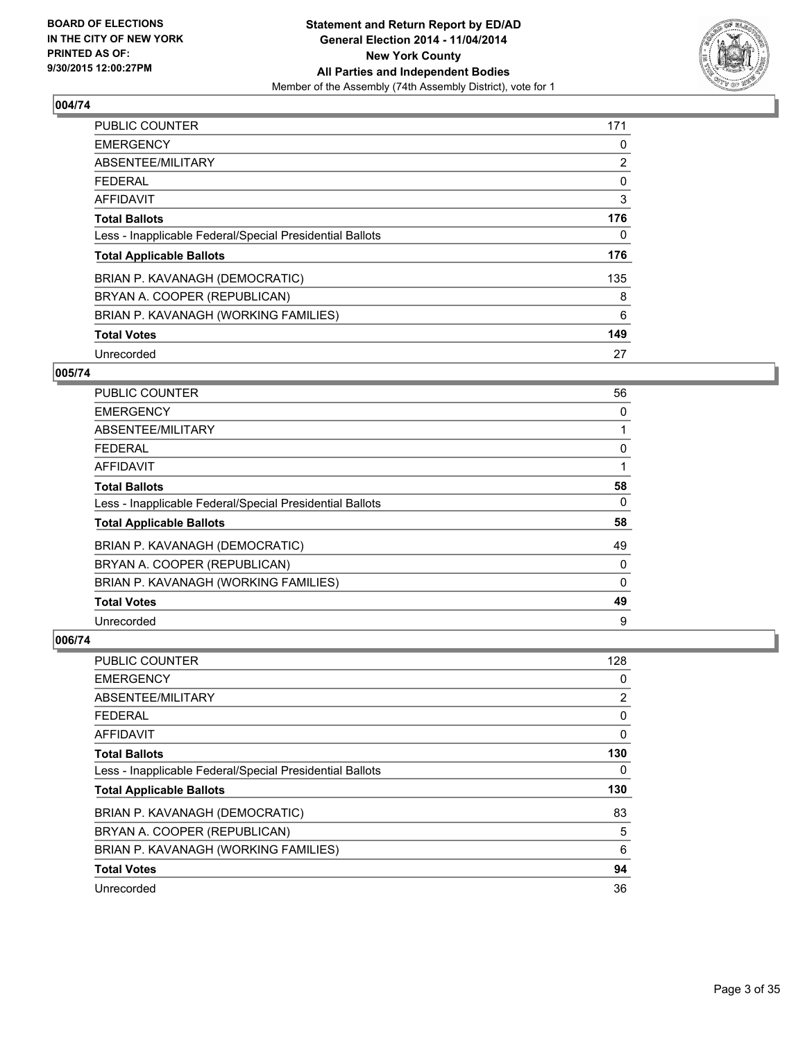**BOARD OF ELECTIONS IN THE CITY OF NEW YORK PRINTED AS OF: 9/30/2015 12:00:27PM**

**Statement and Return Report by ED/AD General Election 2014 - 11/04/2014 New York County All Parties and Independent Bodies**
Member of the Assembly (74th Assembly District), vote for 1

## 004/74

| | |
|---|---|
| PUBLIC COUNTER | 171 |
| EMERGENCY | 0 |
| ABSENTEE/MILITARY | 2 |
| FEDERAL | 0 |
| AFFIDAVIT | 3 |
| **Total Ballots** | **176** |
| Less - Inapplicable Federal/Special Presidential Ballots | 0 |
| **Total Applicable Ballots** | **176** |
| BRIAN P. KAVANAGH (DEMOCRATIC) | 135 |
| BRYAN A. COOPER (REPUBLICAN) | 8 |
| BRIAN P. KAVANAGH (WORKING FAMILIES) | 6 |
| **Total Votes** | **149** |
| Unrecorded | 27 |

## 005/74

| | |
|---|---|
| PUBLIC COUNTER | 56 |
| EMERGENCY | 0 |
| ABSENTEE/MILITARY | 1 |
| FEDERAL | 0 |
| AFFIDAVIT | 1 |
| **Total Ballots** | **58** |
| Less - Inapplicable Federal/Special Presidential Ballots | 0 |
| **Total Applicable Ballots** | **58** |
| BRIAN P. KAVANAGH (DEMOCRATIC) | 49 |
| BRYAN A. COOPER (REPUBLICAN) | 0 |
| BRIAN P. KAVANAGH (WORKING FAMILIES) | 0 |
| **Total Votes** | **49** |
| Unrecorded | 9 |

## 006/74

| | |
|---|---|
| PUBLIC COUNTER | 128 |
| EMERGENCY | 0 |
| ABSENTEE/MILITARY | 2 |
| FEDERAL | 0 |
| AFFIDAVIT | 0 |
| **Total Ballots** | **130** |
| Less - Inapplicable Federal/Special Presidential Ballots | 0 |
| **Total Applicable Ballots** | **130** |
| BRIAN P. KAVANAGH (DEMOCRATIC) | 83 |
| BRYAN A. COOPER (REPUBLICAN) | 5 |
| BRIAN P. KAVANAGH (WORKING FAMILIES) | 6 |
| **Total Votes** | **94** |
| Unrecorded | 36 |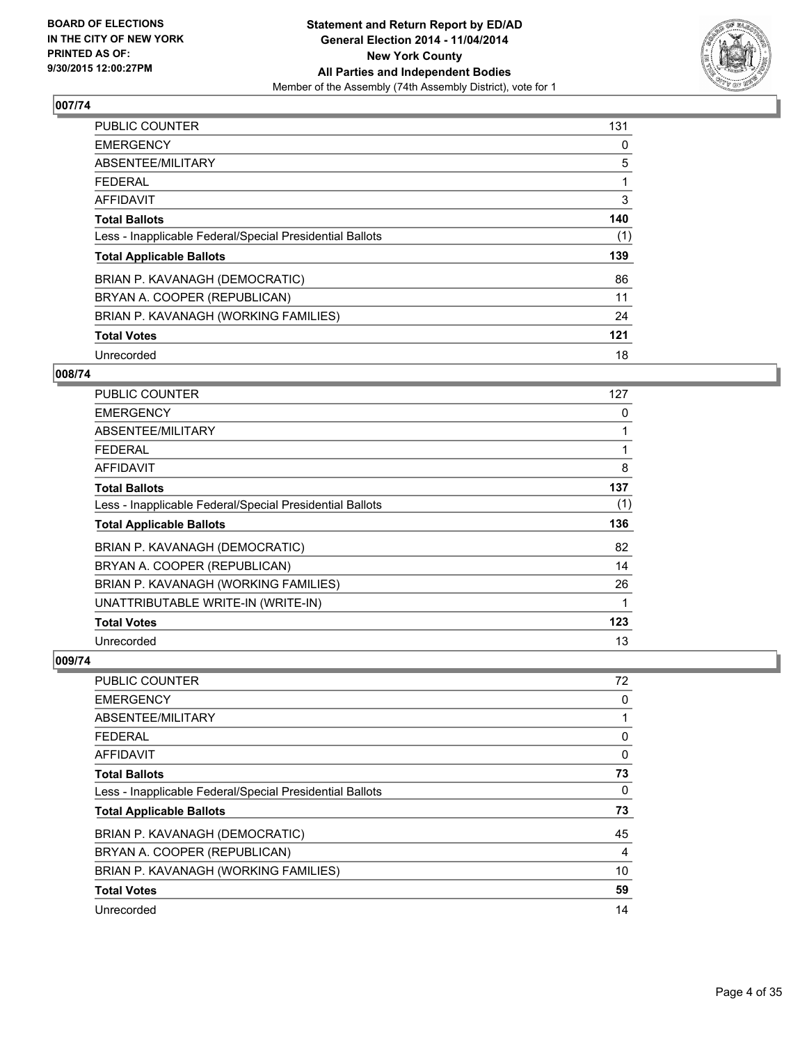**BOARD OF ELECTIONS IN THE CITY OF NEW YORK PRINTED AS OF: 9/30/2015 12:00:27PM**

**Statement and Return Report by ED/AD General Election 2014 - 11/04/2014 New York County All Parties and Independent Bodies**

Member of the Assembly (74th Assembly District), vote for 1

## 007/74

| | |
|---|---|
| PUBLIC COUNTER | 131 |
| EMERGENCY | 0 |
| ABSENTEE/MILITARY | 5 |
| FEDERAL | 1 |
| AFFIDAVIT | 3 |
| **Total Ballots** | **140** |
| Less - Inapplicable Federal/Special Presidential Ballots | (1) |
| **Total Applicable Ballots** | **139** |
| BRIAN P. KAVANAGH (DEMOCRATIC) | 86 |
| BRYAN A. COOPER (REPUBLICAN) | 11 |
| BRIAN P. KAVANAGH (WORKING FAMILIES) | 24 |
| **Total Votes** | **121** |
| Unrecorded | 18 |

## 008/74

| | |
|---|---|
| PUBLIC COUNTER | 127 |
| EMERGENCY | 0 |
| ABSENTEE/MILITARY | 1 |
| FEDERAL | 1 |
| AFFIDAVIT | 8 |
| **Total Ballots** | **137** |
| Less - Inapplicable Federal/Special Presidential Ballots | (1) |
| **Total Applicable Ballots** | **136** |
| BRIAN P. KAVANAGH (DEMOCRATIC) | 82 |
| BRYAN A. COOPER (REPUBLICAN) | 14 |
| BRIAN P. KAVANAGH (WORKING FAMILIES) | 26 |
| UNATTRIBUTABLE WRITE-IN (WRITE-IN) | 1 |
| **Total Votes** | **123** |
| Unrecorded | 13 |

## 009/74

| | |
|---|---|
| PUBLIC COUNTER | 72 |
| EMERGENCY | 0 |
| ABSENTEE/MILITARY | 1 |
| FEDERAL | 0 |
| AFFIDAVIT | 0 |
| **Total Ballots** | **73** |
| Less - Inapplicable Federal/Special Presidential Ballots | 0 |
| **Total Applicable Ballots** | **73** |
| BRIAN P. KAVANAGH (DEMOCRATIC) | 45 |
| BRYAN A. COOPER (REPUBLICAN) | 4 |
| BRIAN P. KAVANAGH (WORKING FAMILIES) | 10 |
| **Total Votes** | **59** |
| Unrecorded | 14 |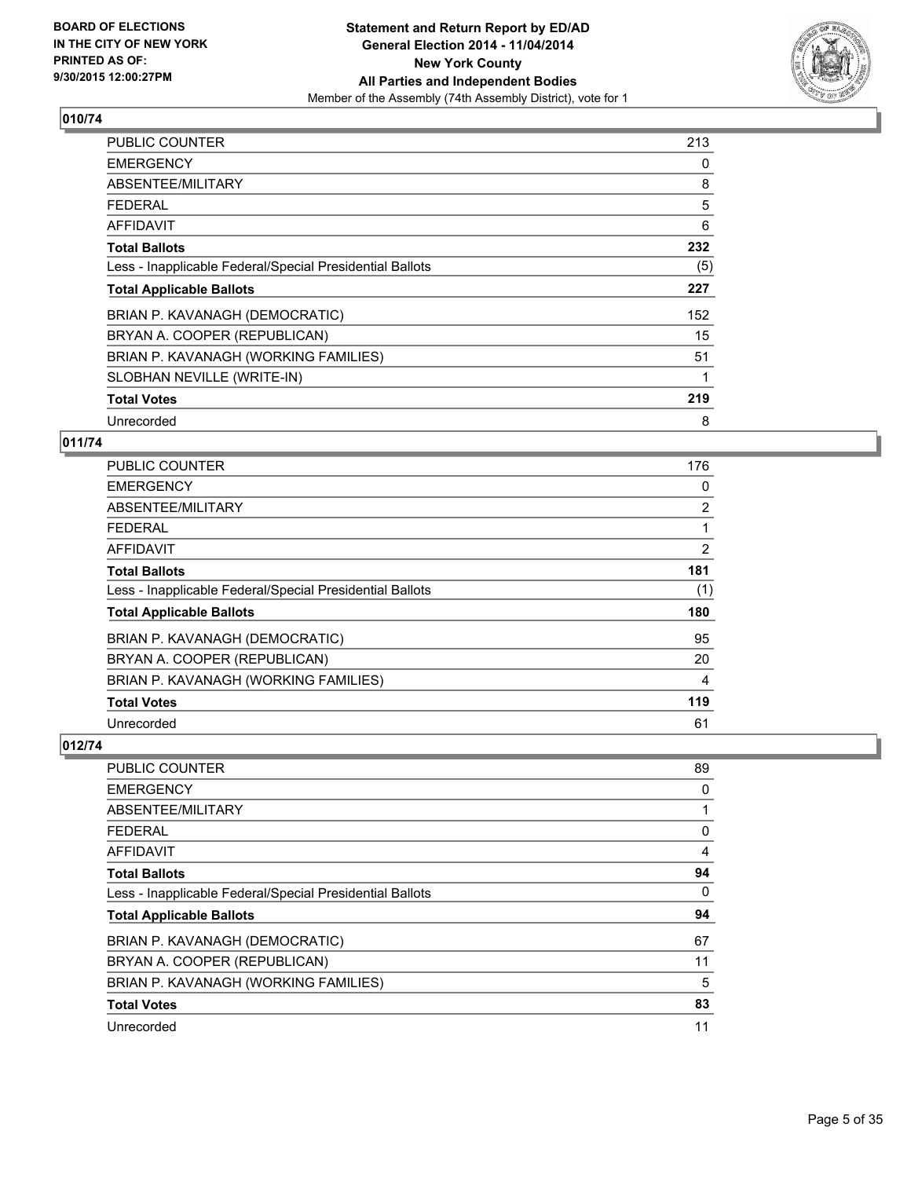**BOARD OF ELECTIONS IN THE CITY OF NEW YORK PRINTED AS OF: 9/30/2015 12:00:27PM**

**Statement and Return Report by ED/AD General Election 2014 - 11/04/2014 New York County All Parties and Independent Bodies**
Member of the Assembly (74th Assembly District), vote for 1

## 010/74

| | |
|---|---|
| PUBLIC COUNTER | 213 |
| EMERGENCY | 0 |
| ABSENTEE/MILITARY | 8 |
| FEDERAL | 5 |
| AFFIDAVIT | 6 |
| **Total Ballots** | **232** |
| Less - Inapplicable Federal/Special Presidential Ballots | (5) |
| **Total Applicable Ballots** | **227** |
| BRIAN P. KAVANAGH (DEMOCRATIC) | 152 |
| BRYAN A. COOPER (REPUBLICAN) | 15 |
| BRIAN P. KAVANAGH (WORKING FAMILIES) | 51 |
| SLOBHAN NEVILLE (WRITE-IN) | 1 |
| **Total Votes** | **219** |
| Unrecorded | 8 |

## 011/74

| | |
|---|---|
| PUBLIC COUNTER | 176 |
| EMERGENCY | 0 |
| ABSENTEE/MILITARY | 2 |
| FEDERAL | 1 |
| AFFIDAVIT | 2 |
| **Total Ballots** | **181** |
| Less - Inapplicable Federal/Special Presidential Ballots | (1) |
| **Total Applicable Ballots** | **180** |
| BRIAN P. KAVANAGH (DEMOCRATIC) | 95 |
| BRYAN A. COOPER (REPUBLICAN) | 20 |
| BRIAN P. KAVANAGH (WORKING FAMILIES) | 4 |
| **Total Votes** | **119** |
| Unrecorded | 61 |

## 012/74

| | |
|---|---|
| PUBLIC COUNTER | 89 |
| EMERGENCY | 0 |
| ABSENTEE/MILITARY | 1 |
| FEDERAL | 0 |
| AFFIDAVIT | 4 |
| **Total Ballots** | **94** |
| Less - Inapplicable Federal/Special Presidential Ballots | 0 |
| **Total Applicable Ballots** | **94** |
| BRIAN P. KAVANAGH (DEMOCRATIC) | 67 |
| BRYAN A. COOPER (REPUBLICAN) | 11 |
| BRIAN P. KAVANAGH (WORKING FAMILIES) | 5 |
| **Total Votes** | **83** |
| Unrecorded | 11 |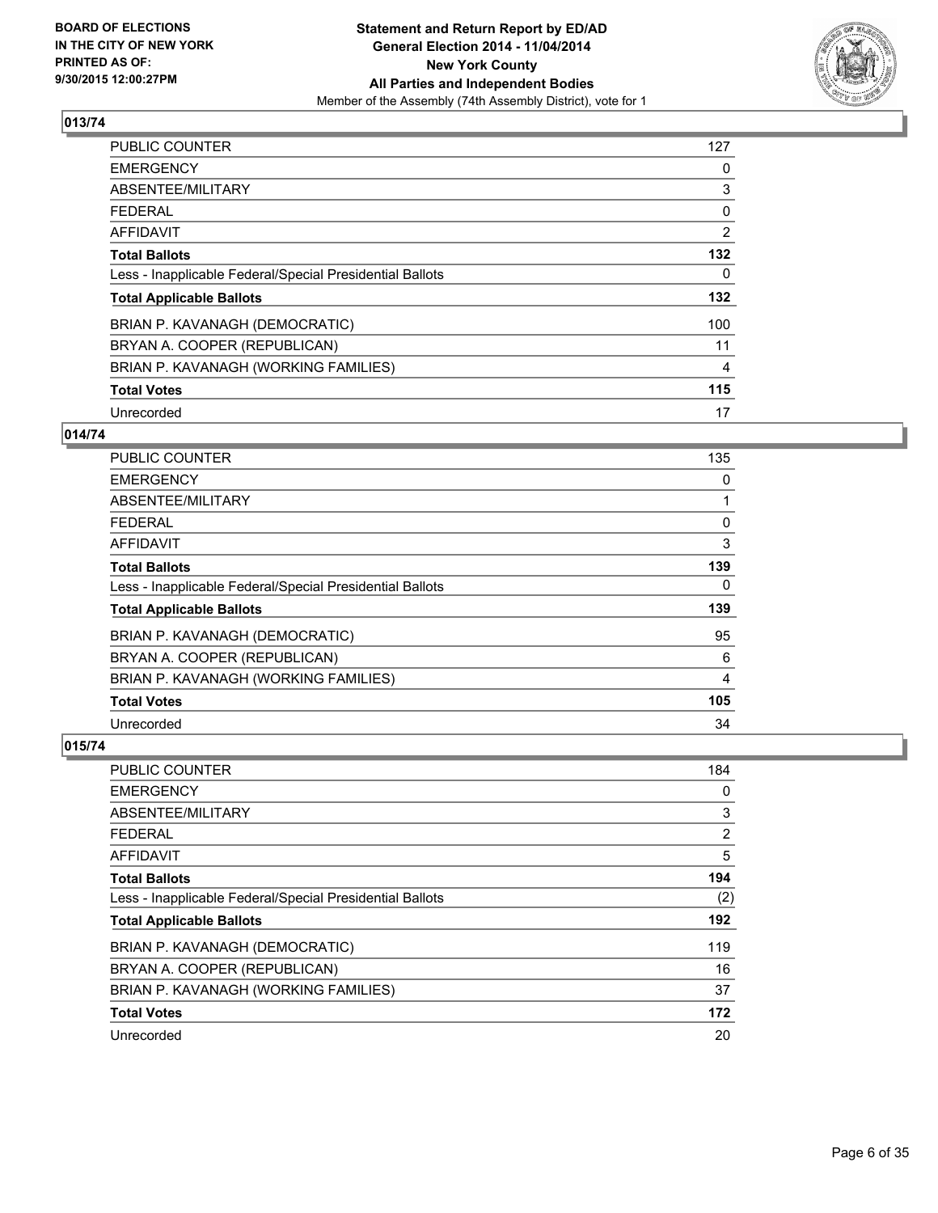**013/74**

| | |
|---|---|
| PUBLIC COUNTER | 127 |
| EMERGENCY | 0 |
| ABSENTEE/MILITARY | 3 |
| FEDERAL | 0 |
| AFFIDAVIT | 2 |
| **Total Ballots** | **132** |
| Less - Inapplicable Federal/Special Presidential Ballots | 0 |
| **Total Applicable Ballots** | **132** |
| BRIAN P. KAVANAGH (DEMOCRATIC) | 100 |
| BRYAN A. COOPER (REPUBLICAN) | 11 |
| BRIAN P. KAVANAGH (WORKING FAMILIES) | 4 |
| **Total Votes** | **115** |
| Unrecorded | 17 |

**014/74**

| | |
|---|---|
| PUBLIC COUNTER | 135 |
| EMERGENCY | 0 |
| ABSENTEE/MILITARY | 1 |
| FEDERAL | 0 |
| AFFIDAVIT | 3 |
| **Total Ballots** | **139** |
| Less - Inapplicable Federal/Special Presidential Ballots | 0 |
| **Total Applicable Ballots** | **139** |
| BRIAN P. KAVANAGH (DEMOCRATIC) | 95 |
| BRYAN A. COOPER (REPUBLICAN) | 6 |
| BRIAN P. KAVANAGH (WORKING FAMILIES) | 4 |
| **Total Votes** | **105** |
| Unrecorded | 34 |

**015/74**

| | |
|---|---|
| PUBLIC COUNTER | 184 |
| EMERGENCY | 0 |
| ABSENTEE/MILITARY | 3 |
| FEDERAL | 2 |
| AFFIDAVIT | 5 |
| **Total Ballots** | **194** |
| Less - Inapplicable Federal/Special Presidential Ballots | (2) |
| **Total Applicable Ballots** | **192** |
| BRIAN P. KAVANAGH (DEMOCRATIC) | 119 |
| BRYAN A. COOPER (REPUBLICAN) | 16 |
| BRIAN P. KAVANAGH (WORKING FAMILIES) | 37 |
| **Total Votes** | **172** |
| Unrecorded | 20 |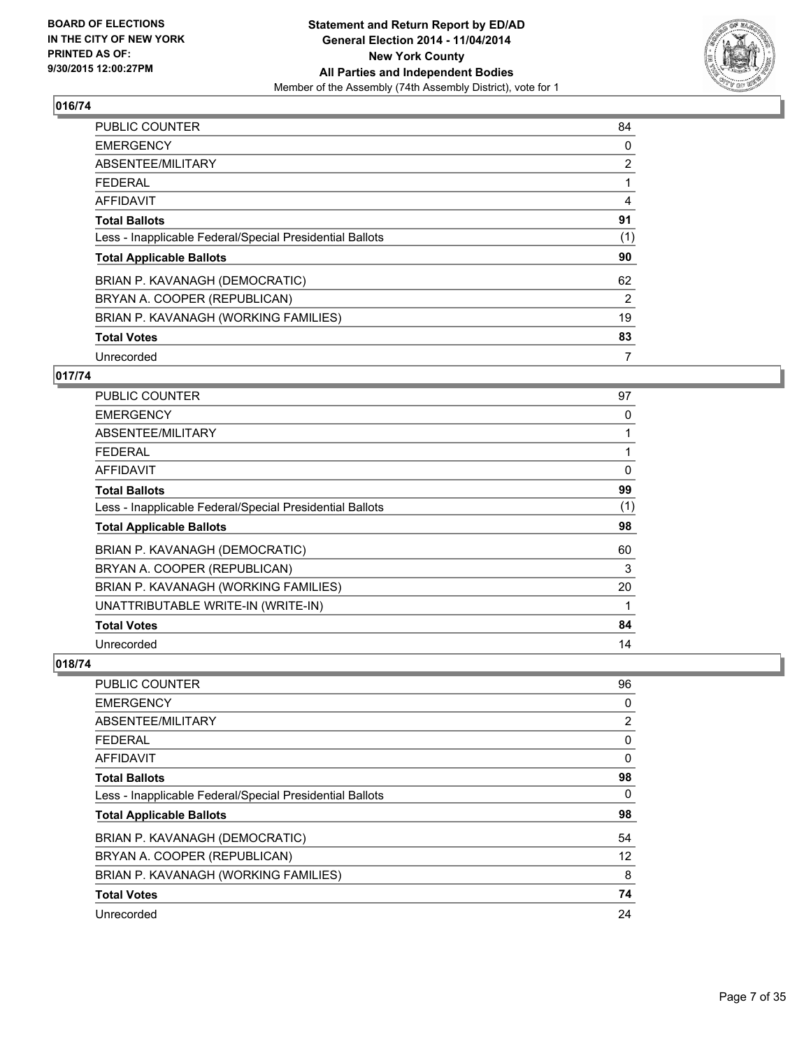## 016/74

| | |
|---|---|
| PUBLIC COUNTER | 84 |
| EMERGENCY | 0 |
| ABSENTEE/MILITARY | 2 |
| FEDERAL | 1 |
| AFFIDAVIT | 4 |
| **Total Ballots** | **91** |
| Less - Inapplicable Federal/Special Presidential Ballots | (1) |
| **Total Applicable Ballots** | **90** |
| BRIAN P. KAVANAGH (DEMOCRATIC) | 62 |
| BRYAN A. COOPER (REPUBLICAN) | 2 |
| BRIAN P. KAVANAGH (WORKING FAMILIES) | 19 |
| **Total Votes** | **83** |
| Unrecorded | 7 |

## 017/74

| | |
|---|---|
| PUBLIC COUNTER | 97 |
| EMERGENCY | 0 |
| ABSENTEE/MILITARY | 1 |
| FEDERAL | 1 |
| AFFIDAVIT | 0 |
| **Total Ballots** | **99** |
| Less - Inapplicable Federal/Special Presidential Ballots | (1) |
| **Total Applicable Ballots** | **98** |
| BRIAN P. KAVANAGH (DEMOCRATIC) | 60 |
| BRYAN A. COOPER (REPUBLICAN) | 3 |
| BRIAN P. KAVANAGH (WORKING FAMILIES) | 20 |
| UNATTRIBUTABLE WRITE-IN (WRITE-IN) | 1 |
| **Total Votes** | **84** |
| Unrecorded | 14 |

## 018/74

| | |
|---|---|
| PUBLIC COUNTER | 96 |
| EMERGENCY | 0 |
| ABSENTEE/MILITARY | 2 |
| FEDERAL | 0 |
| AFFIDAVIT | 0 |
| **Total Ballots** | **98** |
| Less - Inapplicable Federal/Special Presidential Ballots | 0 |
| **Total Applicable Ballots** | **98** |
| BRIAN P. KAVANAGH (DEMOCRATIC) | 54 |
| BRYAN A. COOPER (REPUBLICAN) | 12 |
| BRIAN P. KAVANAGH (WORKING FAMILIES) | 8 |
| **Total Votes** | **74** |
| Unrecorded | 24 |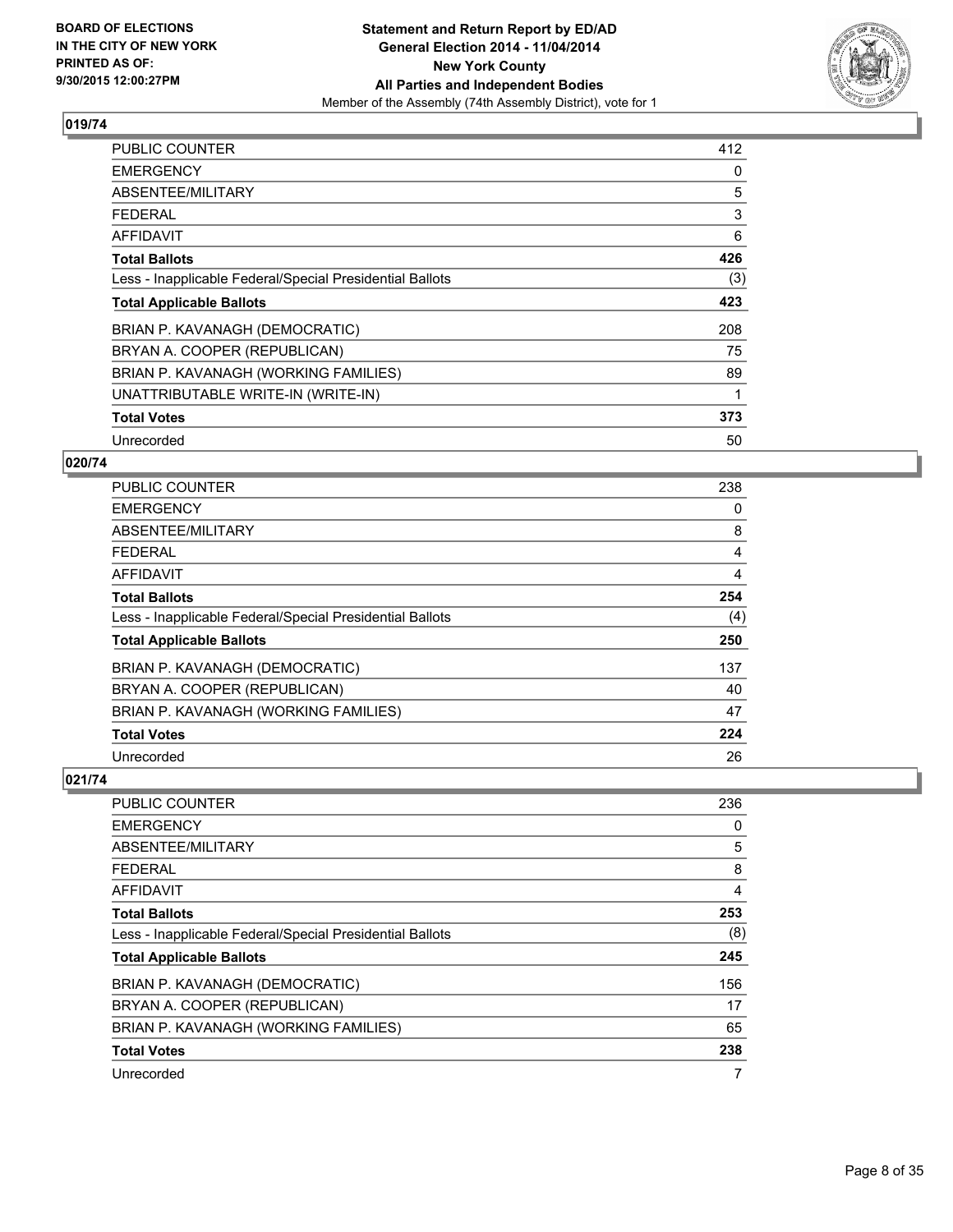**BOARD OF ELECTIONS IN THE CITY OF NEW YORK PRINTED AS OF: 9/30/2015 12:00:27PM**

**Statement and Return Report by ED/AD**
**General Election 2014 - 11/04/2014**
**New York County**
**All Parties and Independent Bodies**
Member of the Assembly (74th Assembly District), vote for 1

## 019/74

| | |
|---|---|
| PUBLIC COUNTER | 412 |
| EMERGENCY | 0 |
| ABSENTEE/MILITARY | 5 |
| FEDERAL | 3 |
| AFFIDAVIT | 6 |
| **Total Ballots** | **426** |
| Less - Inapplicable Federal/Special Presidential Ballots | (3) |
| **Total Applicable Ballots** | **423** |
| BRIAN P. KAVANAGH (DEMOCRATIC) | 208 |
| BRYAN A. COOPER (REPUBLICAN) | 75 |
| BRIAN P. KAVANAGH (WORKING FAMILIES) | 89 |
| UNATTRIBUTABLE WRITE-IN (WRITE-IN) | 1 |
| **Total Votes** | **373** |
| Unrecorded | 50 |

## 020/74

| | |
|---|---|
| PUBLIC COUNTER | 238 |
| EMERGENCY | 0 |
| ABSENTEE/MILITARY | 8 |
| FEDERAL | 4 |
| AFFIDAVIT | 4 |
| **Total Ballots** | **254** |
| Less - Inapplicable Federal/Special Presidential Ballots | (4) |
| **Total Applicable Ballots** | **250** |
| BRIAN P. KAVANAGH (DEMOCRATIC) | 137 |
| BRYAN A. COOPER (REPUBLICAN) | 40 |
| BRIAN P. KAVANAGH (WORKING FAMILIES) | 47 |
| **Total Votes** | **224** |
| Unrecorded | 26 |

## 021/74

| | |
|---|---|
| PUBLIC COUNTER | 236 |
| EMERGENCY | 0 |
| ABSENTEE/MILITARY | 5 |
| FEDERAL | 8 |
| AFFIDAVIT | 4 |
| **Total Ballots** | **253** |
| Less - Inapplicable Federal/Special Presidential Ballots | (8) |
| **Total Applicable Ballots** | **245** |
| BRIAN P. KAVANAGH (DEMOCRATIC) | 156 |
| BRYAN A. COOPER (REPUBLICAN) | 17 |
| BRIAN P. KAVANAGH (WORKING FAMILIES) | 65 |
| **Total Votes** | **238** |
| Unrecorded | 7 |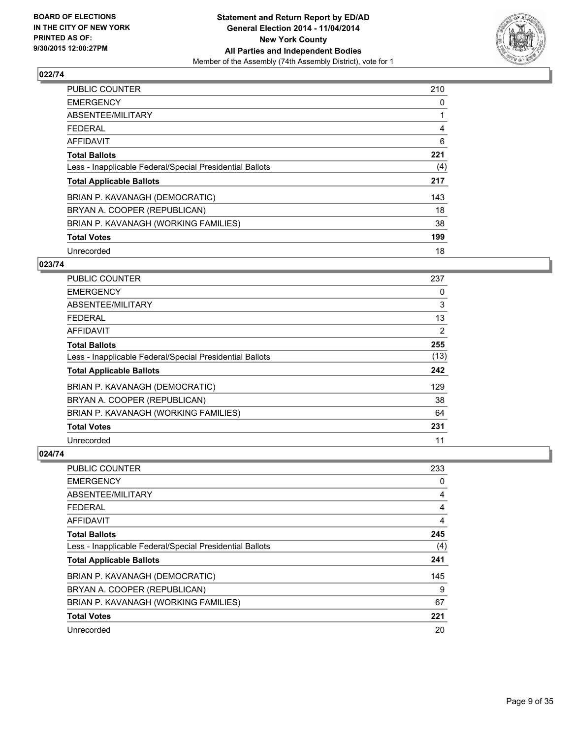**BOARD OF ELECTIONS IN THE CITY OF NEW YORK PRINTED AS OF: 9/30/2015 12:00:27PM**

**Statement and Return Report by ED/AD**
**General Election 2014 - 11/04/2014**
**New York County**
**All Parties and Independent Bodies**
Member of the Assembly (74th Assembly District), vote for 1

### 022/74

| | |
|---|---|
| PUBLIC COUNTER | 210 |
| EMERGENCY | 0 |
| ABSENTEE/MILITARY | 1 |
| FEDERAL | 4 |
| AFFIDAVIT | 6 |
| **Total Ballots** | **221** |
| Less - Inapplicable Federal/Special Presidential Ballots | (4) |
| **Total Applicable Ballots** | **217** |
| BRIAN P. KAVANAGH (DEMOCRATIC) | 143 |
| BRYAN A. COOPER (REPUBLICAN) | 18 |
| BRIAN P. KAVANAGH (WORKING FAMILIES) | 38 |
| **Total Votes** | **199** |
| Unrecorded | 18 |

### 023/74

| | |
|---|---|
| PUBLIC COUNTER | 237 |
| EMERGENCY | 0 |
| ABSENTEE/MILITARY | 3 |
| FEDERAL | 13 |
| AFFIDAVIT | 2 |
| **Total Ballots** | **255** |
| Less - Inapplicable Federal/Special Presidential Ballots | (13) |
| **Total Applicable Ballots** | **242** |
| BRIAN P. KAVANAGH (DEMOCRATIC) | 129 |
| BRYAN A. COOPER (REPUBLICAN) | 38 |
| BRIAN P. KAVANAGH (WORKING FAMILIES) | 64 |
| **Total Votes** | **231** |
| Unrecorded | 11 |

### 024/74

| | |
|---|---|
| PUBLIC COUNTER | 233 |
| EMERGENCY | 0 |
| ABSENTEE/MILITARY | 4 |
| FEDERAL | 4 |
| AFFIDAVIT | 4 |
| **Total Ballots** | **245** |
| Less - Inapplicable Federal/Special Presidential Ballots | (4) |
| **Total Applicable Ballots** | **241** |
| BRIAN P. KAVANAGH (DEMOCRATIC) | 145 |
| BRYAN A. COOPER (REPUBLICAN) | 9 |
| BRIAN P. KAVANAGH (WORKING FAMILIES) | 67 |
| **Total Votes** | **221** |
| Unrecorded | 20 |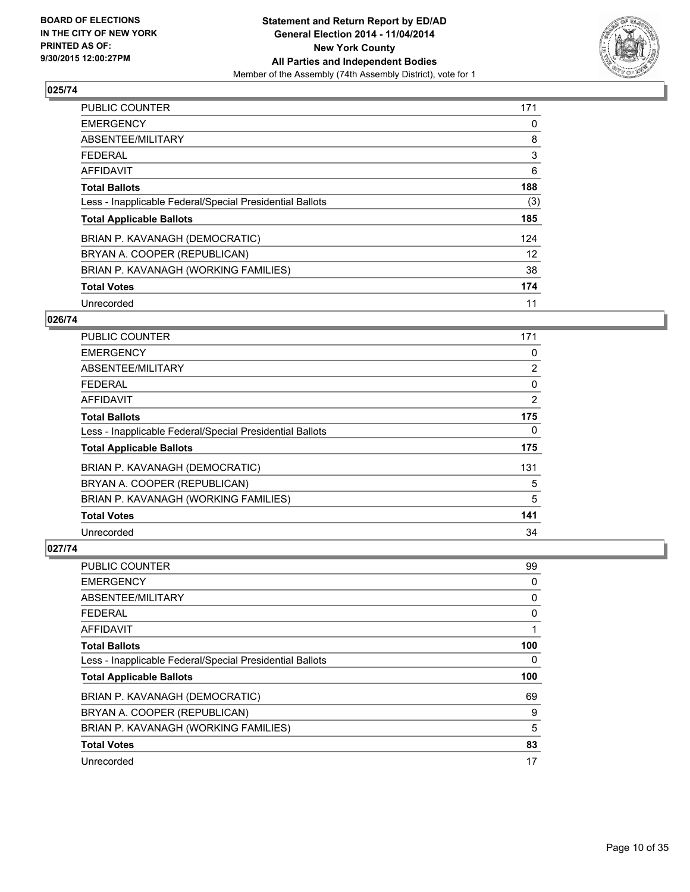**BOARD OF ELECTIONS IN THE CITY OF NEW YORK PRINTED AS OF: 9/30/2015 12:00:27PM**

**Statement and Return Report by ED/AD**
**General Election 2014 - 11/04/2014**
**New York County**
**All Parties and Independent Bodies**
Member of the Assembly (74th Assembly District), vote for 1

### 025/74

| | |
|---|---|
| PUBLIC COUNTER | 171 |
| EMERGENCY | 0 |
| ABSENTEE/MILITARY | 8 |
| FEDERAL | 3 |
| AFFIDAVIT | 6 |
| **Total Ballots** | **188** |
| Less - Inapplicable Federal/Special Presidential Ballots | (3) |
| **Total Applicable Ballots** | **185** |
| BRIAN P. KAVANAGH (DEMOCRATIC) | 124 |
| BRYAN A. COOPER (REPUBLICAN) | 12 |
| BRIAN P. KAVANAGH (WORKING FAMILIES) | 38 |
| **Total Votes** | **174** |
| Unrecorded | 11 |

### 026/74

| | |
|---|---|
| PUBLIC COUNTER | 171 |
| EMERGENCY | 0 |
| ABSENTEE/MILITARY | 2 |
| FEDERAL | 0 |
| AFFIDAVIT | 2 |
| **Total Ballots** | **175** |
| Less - Inapplicable Federal/Special Presidential Ballots | 0 |
| **Total Applicable Ballots** | **175** |
| BRIAN P. KAVANAGH (DEMOCRATIC) | 131 |
| BRYAN A. COOPER (REPUBLICAN) | 5 |
| BRIAN P. KAVANAGH (WORKING FAMILIES) | 5 |
| **Total Votes** | **141** |
| Unrecorded | 34 |

### 027/74

| | |
|---|---|
| PUBLIC COUNTER | 99 |
| EMERGENCY | 0 |
| ABSENTEE/MILITARY | 0 |
| FEDERAL | 0 |
| AFFIDAVIT | 1 |
| **Total Ballots** | **100** |
| Less - Inapplicable Federal/Special Presidential Ballots | 0 |
| **Total Applicable Ballots** | **100** |
| BRIAN P. KAVANAGH (DEMOCRATIC) | 69 |
| BRYAN A. COOPER (REPUBLICAN) | 9 |
| BRIAN P. KAVANAGH (WORKING FAMILIES) | 5 |
| **Total Votes** | **83** |
| Unrecorded | 17 |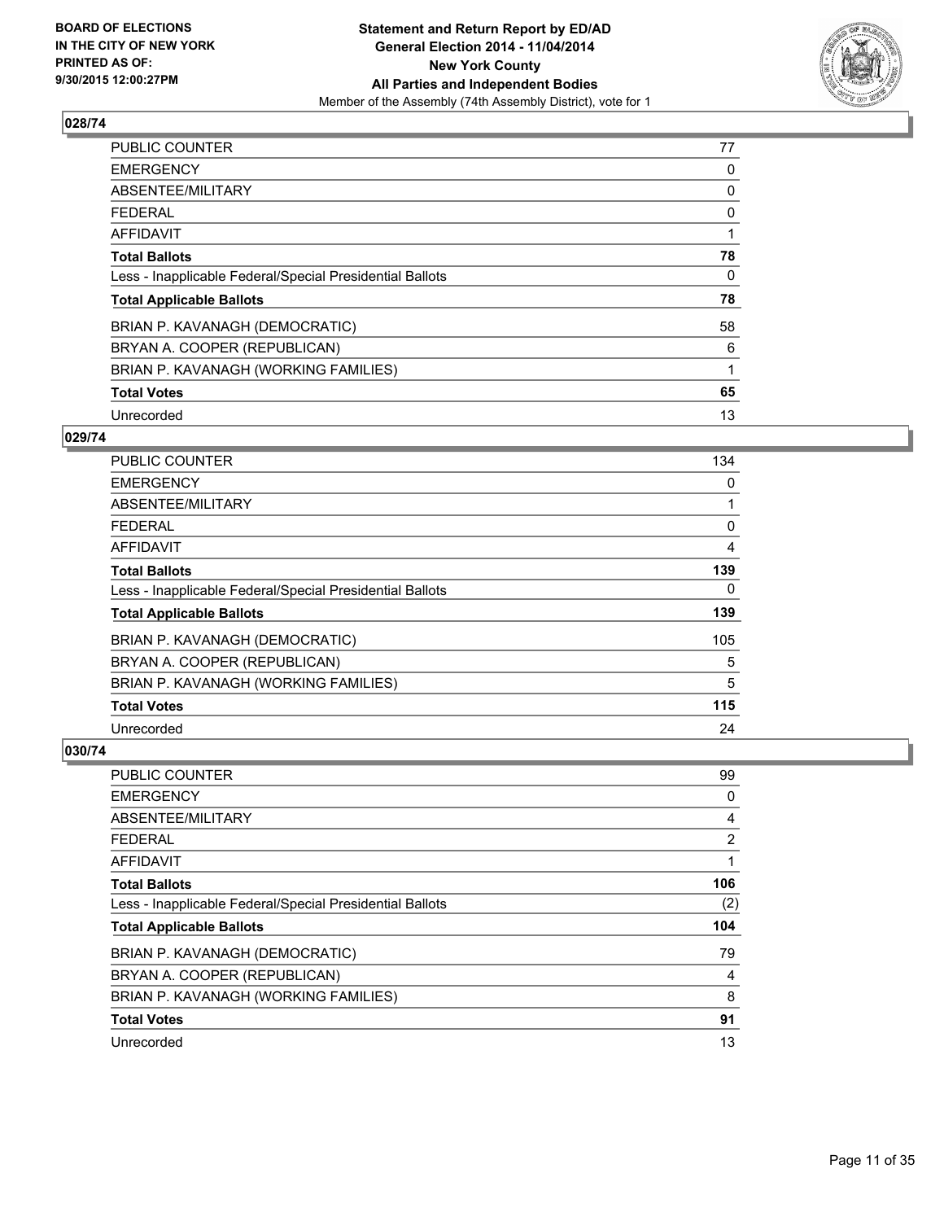BOARD OF ELECTIONS
IN THE CITY OF NEW YORK
PRINTED AS OF:
9/30/2015 12:00:27PM

**Statement and Return Report by ED/AD**
**General Election 2014 - 11/04/2014**
**New York County**
**All Parties and Independent Bodies**
Member of the Assembly (74th Assembly District), vote for 1

## 028/74

| | |
|---|---|
| PUBLIC COUNTER | 77 |
| EMERGENCY | 0 |
| ABSENTEE/MILITARY | 0 |
| FEDERAL | 0 |
| AFFIDAVIT | 1 |
| **Total Ballots** | **78** |
| Less - Inapplicable Federal/Special Presidential Ballots | 0 |
| **Total Applicable Ballots** | **78** |
| BRIAN P. KAVANAGH (DEMOCRATIC) | 58 |
| BRYAN A. COOPER (REPUBLICAN) | 6 |
| BRIAN P. KAVANAGH (WORKING FAMILIES) | 1 |
| **Total Votes** | **65** |
| Unrecorded | 13 |

## 029/74

| | |
|---|---|
| PUBLIC COUNTER | 134 |
| EMERGENCY | 0 |
| ABSENTEE/MILITARY | 1 |
| FEDERAL | 0 |
| AFFIDAVIT | 4 |
| **Total Ballots** | **139** |
| Less - Inapplicable Federal/Special Presidential Ballots | 0 |
| **Total Applicable Ballots** | **139** |
| BRIAN P. KAVANAGH (DEMOCRATIC) | 105 |
| BRYAN A. COOPER (REPUBLICAN) | 5 |
| BRIAN P. KAVANAGH (WORKING FAMILIES) | 5 |
| **Total Votes** | **115** |
| Unrecorded | 24 |

## 030/74

| | |
|---|---|
| PUBLIC COUNTER | 99 |
| EMERGENCY | 0 |
| ABSENTEE/MILITARY | 4 |
| FEDERAL | 2 |
| AFFIDAVIT | 1 |
| **Total Ballots** | **106** |
| Less - Inapplicable Federal/Special Presidential Ballots | (2) |
| **Total Applicable Ballots** | **104** |
| BRIAN P. KAVANAGH (DEMOCRATIC) | 79 |
| BRYAN A. COOPER (REPUBLICAN) | 4 |
| BRIAN P. KAVANAGH (WORKING FAMILIES) | 8 |
| **Total Votes** | **91** |
| Unrecorded | 13 |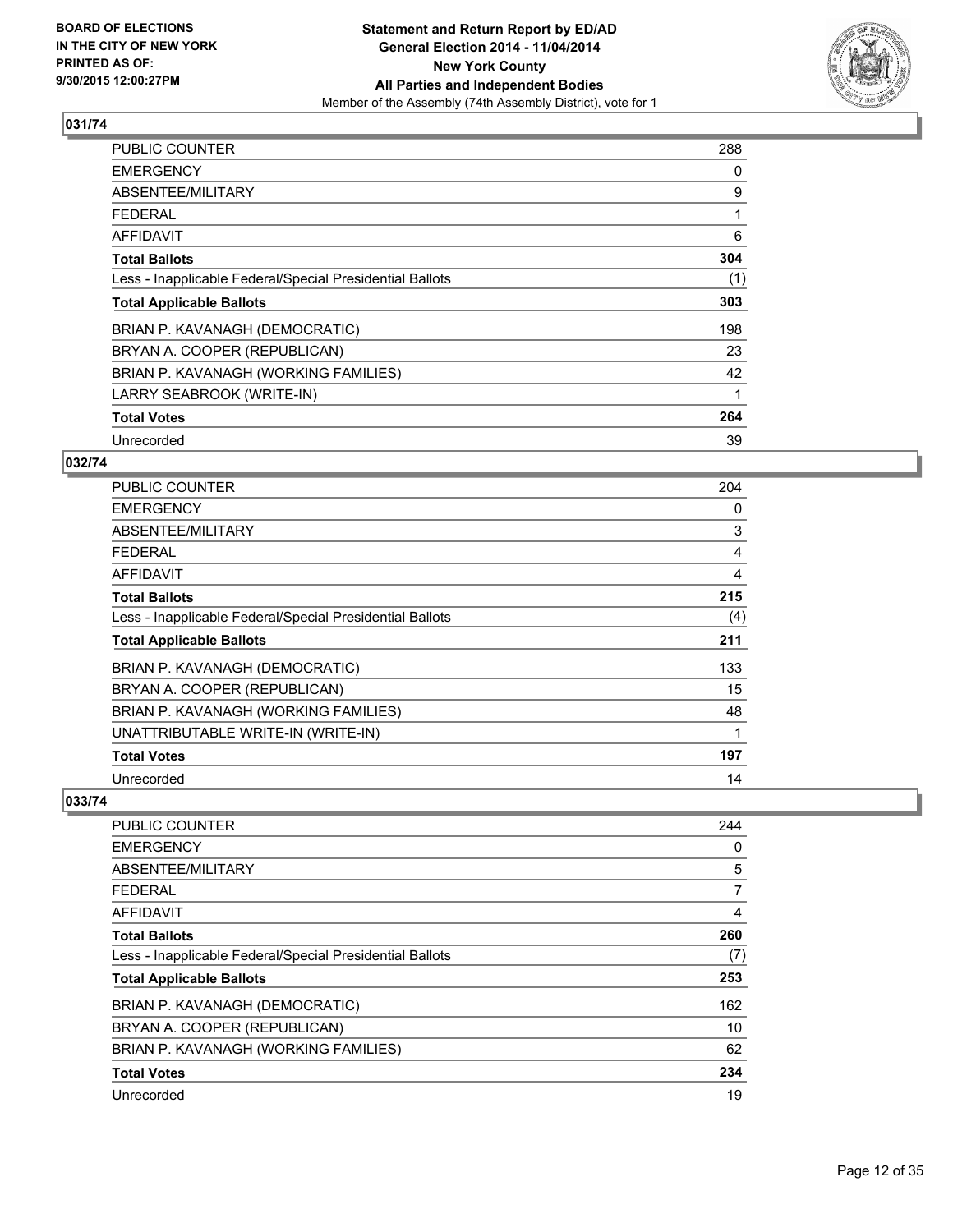## 031/74

| | |
|---|---|
| PUBLIC COUNTER | 288 |
| EMERGENCY | 0 |
| ABSENTEE/MILITARY | 9 |
| FEDERAL | 1 |
| AFFIDAVIT | 6 |
| **Total Ballots** | **304** |
| Less - Inapplicable Federal/Special Presidential Ballots | (1) |
| **Total Applicable Ballots** | **303** |
| BRIAN P. KAVANAGH (DEMOCRATIC) | 198 |
| BRYAN A. COOPER (REPUBLICAN) | 23 |
| BRIAN P. KAVANAGH (WORKING FAMILIES) | 42 |
| LARRY SEABROOK (WRITE-IN) | 1 |
| **Total Votes** | **264** |
| Unrecorded | 39 |

## 032/74

| | |
|---|---|
| PUBLIC COUNTER | 204 |
| EMERGENCY | 0 |
| ABSENTEE/MILITARY | 3 |
| FEDERAL | 4 |
| AFFIDAVIT | 4 |
| **Total Ballots** | **215** |
| Less - Inapplicable Federal/Special Presidential Ballots | (4) |
| **Total Applicable Ballots** | **211** |
| BRIAN P. KAVANAGH (DEMOCRATIC) | 133 |
| BRYAN A. COOPER (REPUBLICAN) | 15 |
| BRIAN P. KAVANAGH (WORKING FAMILIES) | 48 |
| UNATTRIBUTABLE WRITE-IN (WRITE-IN) | 1 |
| **Total Votes** | **197** |
| Unrecorded | 14 |

## 033/74

| | |
|---|---|
| PUBLIC COUNTER | 244 |
| EMERGENCY | 0 |
| ABSENTEE/MILITARY | 5 |
| FEDERAL | 7 |
| AFFIDAVIT | 4 |
| **Total Ballots** | **260** |
| Less - Inapplicable Federal/Special Presidential Ballots | (7) |
| **Total Applicable Ballots** | **253** |
| BRIAN P. KAVANAGH (DEMOCRATIC) | 162 |
| BRYAN A. COOPER (REPUBLICAN) | 10 |
| BRIAN P. KAVANAGH (WORKING FAMILIES) | 62 |
| **Total Votes** | **234** |
| Unrecorded | 19 |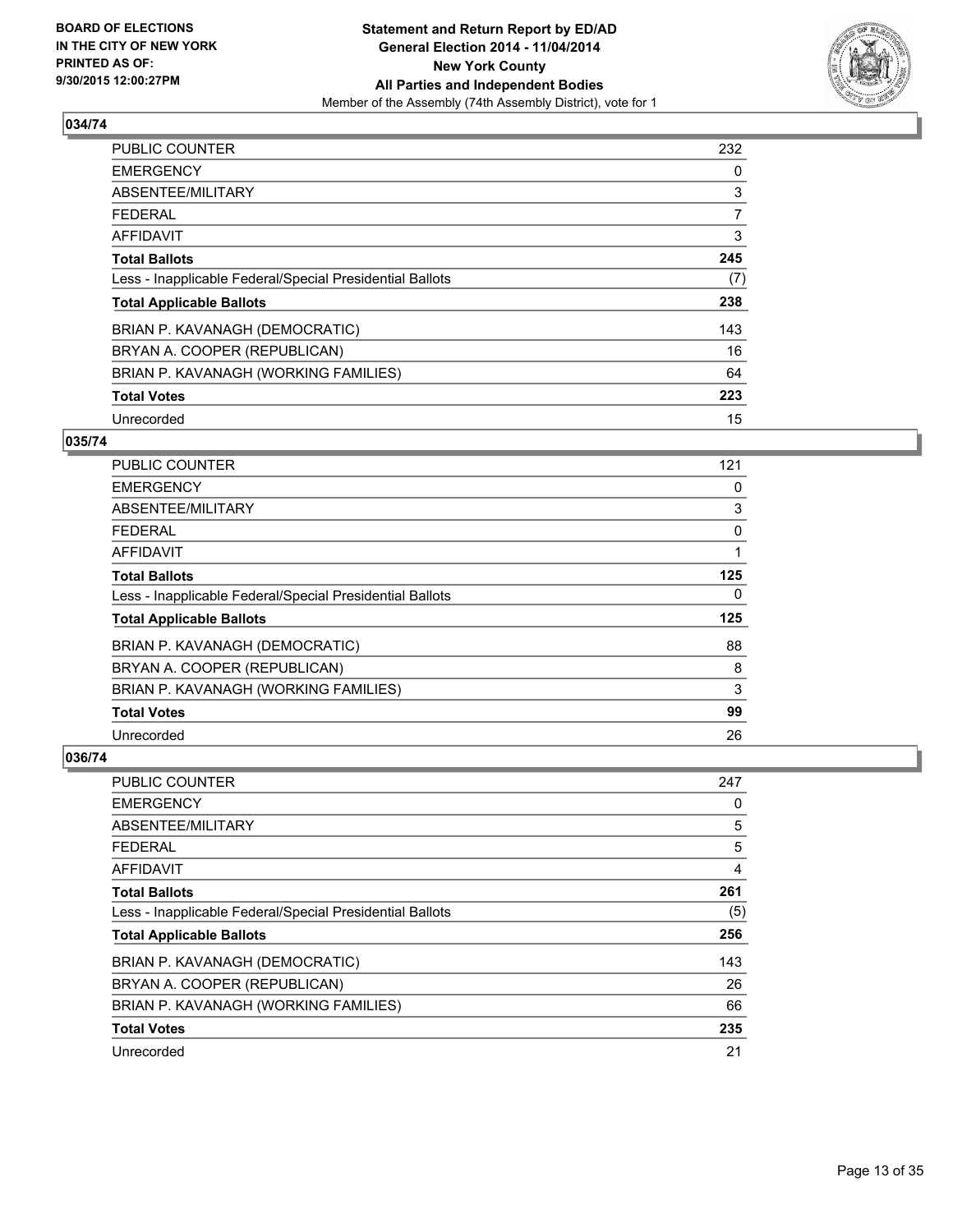**BOARD OF ELECTIONS IN THE CITY OF NEW YORK PRINTED AS OF: 9/30/2015 12:00:27PM**

**Statement and Return Report by ED/AD General Election 2014 - 11/04/2014 New York County All Parties and Independent Bodies**

Member of the Assembly (74th Assembly District), vote for 1

## 034/74

| | |
|---|---|
| PUBLIC COUNTER | 232 |
| EMERGENCY | 0 |
| ABSENTEE/MILITARY | 3 |
| FEDERAL | 7 |
| AFFIDAVIT | 3 |
| **Total Ballots** | **245** |
| Less - Inapplicable Federal/Special Presidential Ballots | (7) |
| **Total Applicable Ballots** | **238** |
| BRIAN P. KAVANAGH (DEMOCRATIC) | 143 |
| BRYAN A. COOPER (REPUBLICAN) | 16 |
| BRIAN P. KAVANAGH (WORKING FAMILIES) | 64 |
| **Total Votes** | **223** |
| Unrecorded | 15 |

## 035/74

| | |
|---|---|
| PUBLIC COUNTER | 121 |
| EMERGENCY | 0 |
| ABSENTEE/MILITARY | 3 |
| FEDERAL | 0 |
| AFFIDAVIT | 1 |
| **Total Ballots** | **125** |
| Less - Inapplicable Federal/Special Presidential Ballots | 0 |
| **Total Applicable Ballots** | **125** |
| BRIAN P. KAVANAGH (DEMOCRATIC) | 88 |
| BRYAN A. COOPER (REPUBLICAN) | 8 |
| BRIAN P. KAVANAGH (WORKING FAMILIES) | 3 |
| **Total Votes** | **99** |
| Unrecorded | 26 |

## 036/74

| | |
|---|---|
| PUBLIC COUNTER | 247 |
| EMERGENCY | 0 |
| ABSENTEE/MILITARY | 5 |
| FEDERAL | 5 |
| AFFIDAVIT | 4 |
| **Total Ballots** | **261** |
| Less - Inapplicable Federal/Special Presidential Ballots | (5) |
| **Total Applicable Ballots** | **256** |
| BRIAN P. KAVANAGH (DEMOCRATIC) | 143 |
| BRYAN A. COOPER (REPUBLICAN) | 26 |
| BRIAN P. KAVANAGH (WORKING FAMILIES) | 66 |
| **Total Votes** | **235** |
| Unrecorded | 21 |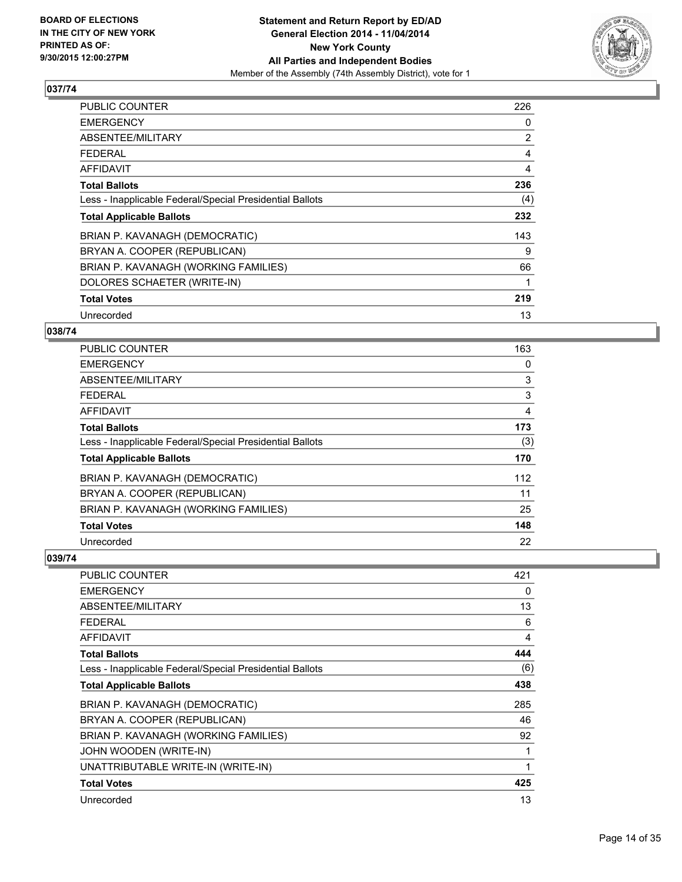BOARD OF ELECTIONS
IN THE CITY OF NEW YORK
PRINTED AS OF:
9/30/2015 12:00:27PM

**Statement and Return Report by ED/AD**
**General Election 2014 - 11/04/2014**
**New York County**
**All Parties and Independent Bodies**
Member of the Assembly (74th Assembly District), vote for 1

## 037/74

| | |
|---|---|
| PUBLIC COUNTER | 226 |
| EMERGENCY | 0 |
| ABSENTEE/MILITARY | 2 |
| FEDERAL | 4 |
| AFFIDAVIT | 4 |
| **Total Ballots** | **236** |
| Less - Inapplicable Federal/Special Presidential Ballots | (4) |
| **Total Applicable Ballots** | **232** |
| BRIAN P. KAVANAGH (DEMOCRATIC) | 143 |
| BRYAN A. COOPER (REPUBLICAN) | 9 |
| BRIAN P. KAVANAGH (WORKING FAMILIES) | 66 |
| DOLORES SCHAETER (WRITE-IN) | 1 |
| **Total Votes** | **219** |
| Unrecorded | 13 |

## 038/74

| | |
|---|---|
| PUBLIC COUNTER | 163 |
| EMERGENCY | 0 |
| ABSENTEE/MILITARY | 3 |
| FEDERAL | 3 |
| AFFIDAVIT | 4 |
| **Total Ballots** | **173** |
| Less - Inapplicable Federal/Special Presidential Ballots | (3) |
| **Total Applicable Ballots** | **170** |
| BRIAN P. KAVANAGH (DEMOCRATIC) | 112 |
| BRYAN A. COOPER (REPUBLICAN) | 11 |
| BRIAN P. KAVANAGH (WORKING FAMILIES) | 25 |
| **Total Votes** | **148** |
| Unrecorded | 22 |

## 039/74

| | |
|---|---|
| PUBLIC COUNTER | 421 |
| EMERGENCY | 0 |
| ABSENTEE/MILITARY | 13 |
| FEDERAL | 6 |
| AFFIDAVIT | 4 |
| **Total Ballots** | **444** |
| Less - Inapplicable Federal/Special Presidential Ballots | (6) |
| **Total Applicable Ballots** | **438** |
| BRIAN P. KAVANAGH (DEMOCRATIC) | 285 |
| BRYAN A. COOPER (REPUBLICAN) | 46 |
| BRIAN P. KAVANAGH (WORKING FAMILIES) | 92 |
| JOHN WOODEN (WRITE-IN) | 1 |
| UNATTRIBUTABLE WRITE-IN (WRITE-IN) | 1 |
| **Total Votes** | **425** |
| Unrecorded | 13 |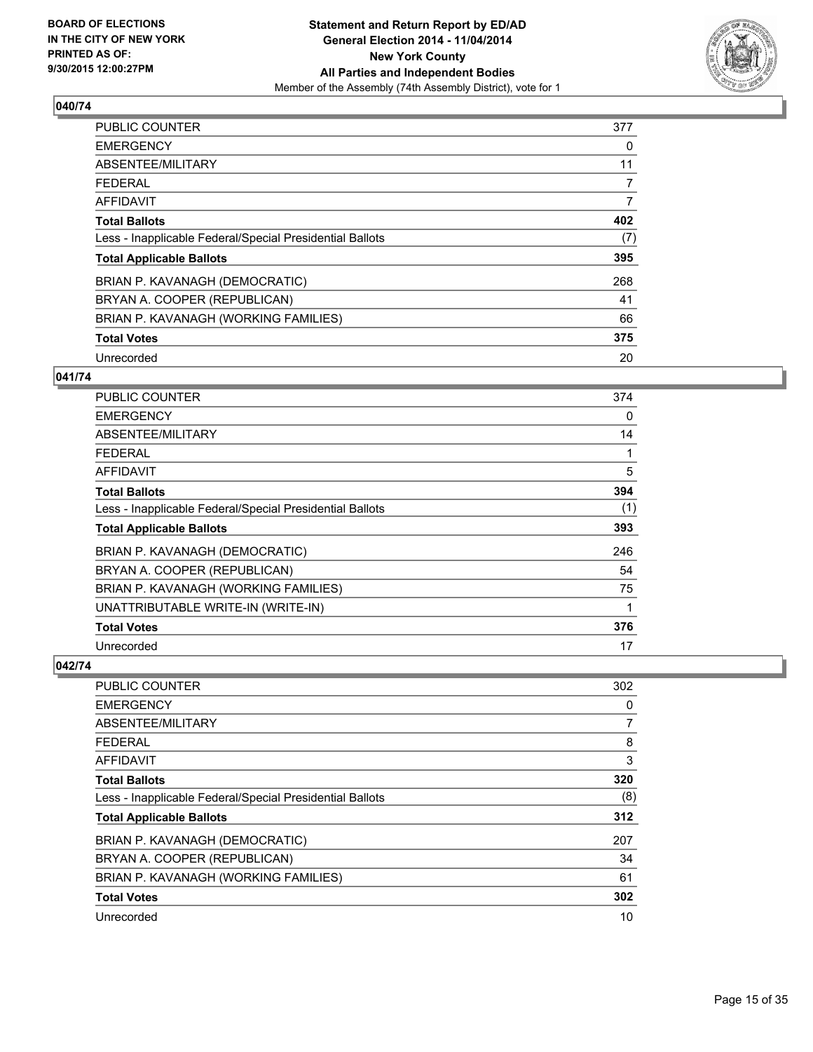BOARD OF ELECTIONS
IN THE CITY OF NEW YORK
PRINTED AS OF:
9/30/2015 12:00:27PM

**Statement and Return Report by ED/AD**
**General Election 2014 - 11/04/2014**
**New York County**
**All Parties and Independent Bodies**
Member of the Assembly (74th Assembly District), vote for 1

### 040/74

| | |
|---|---|
| PUBLIC COUNTER | 377 |
| EMERGENCY | 0 |
| ABSENTEE/MILITARY | 11 |
| FEDERAL | 7 |
| AFFIDAVIT | 7 |
| **Total Ballots** | **402** |
| Less - Inapplicable Federal/Special Presidential Ballots | (7) |
| **Total Applicable Ballots** | **395** |
| BRIAN P. KAVANAGH (DEMOCRATIC) | 268 |
| BRYAN A. COOPER (REPUBLICAN) | 41 |
| BRIAN P. KAVANAGH (WORKING FAMILIES) | 66 |
| **Total Votes** | **375** |
| Unrecorded | 20 |

### 041/74

| | |
|---|---|
| PUBLIC COUNTER | 374 |
| EMERGENCY | 0 |
| ABSENTEE/MILITARY | 14 |
| FEDERAL | 1 |
| AFFIDAVIT | 5 |
| **Total Ballots** | **394** |
| Less - Inapplicable Federal/Special Presidential Ballots | (1) |
| **Total Applicable Ballots** | **393** |
| BRIAN P. KAVANAGH (DEMOCRATIC) | 246 |
| BRYAN A. COOPER (REPUBLICAN) | 54 |
| BRIAN P. KAVANAGH (WORKING FAMILIES) | 75 |
| UNATTRIBUTABLE WRITE-IN (WRITE-IN) | 1 |
| **Total Votes** | **376** |
| Unrecorded | 17 |

### 042/74

| | |
|---|---|
| PUBLIC COUNTER | 302 |
| EMERGENCY | 0 |
| ABSENTEE/MILITARY | 7 |
| FEDERAL | 8 |
| AFFIDAVIT | 3 |
| **Total Ballots** | **320** |
| Less - Inapplicable Federal/Special Presidential Ballots | (8) |
| **Total Applicable Ballots** | **312** |
| BRIAN P. KAVANAGH (DEMOCRATIC) | 207 |
| BRYAN A. COOPER (REPUBLICAN) | 34 |
| BRIAN P. KAVANAGH (WORKING FAMILIES) | 61 |
| **Total Votes** | **302** |
| Unrecorded | 10 |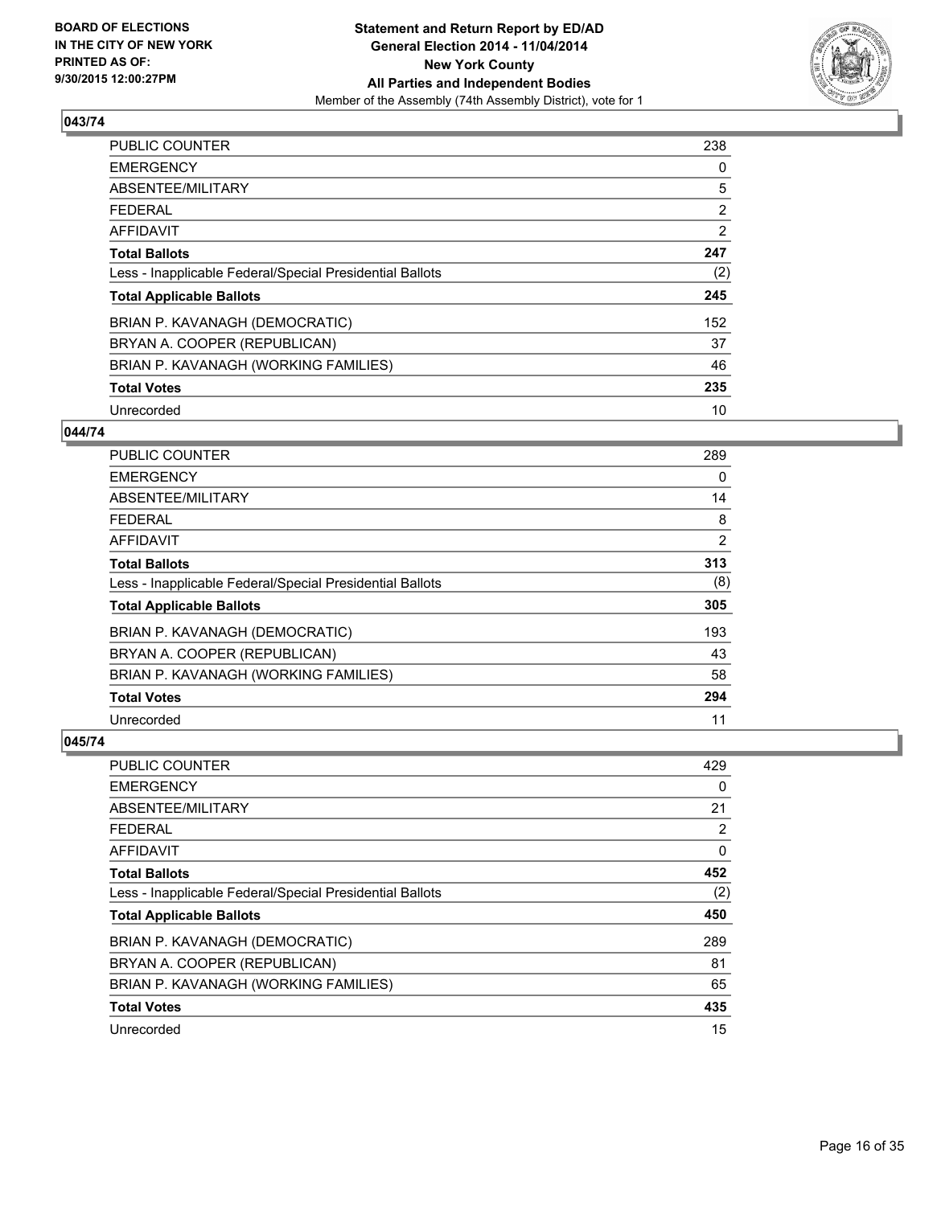**BOARD OF ELECTIONS IN THE CITY OF NEW YORK PRINTED AS OF: 9/30/2015 12:00:27PM**

**Statement and Return Report by ED/AD**
**General Election 2014 - 11/04/2014**
**New York County**
**All Parties and Independent Bodies**
Member of the Assembly (74th Assembly District), vote for 1

## 043/74

| | |
|---|---|
| PUBLIC COUNTER | 238 |
| EMERGENCY | 0 |
| ABSENTEE/MILITARY | 5 |
| FEDERAL | 2 |
| AFFIDAVIT | 2 |
| **Total Ballots** | **247** |
| Less - Inapplicable Federal/Special Presidential Ballots | (2) |
| **Total Applicable Ballots** | **245** |
| BRIAN P. KAVANAGH (DEMOCRATIC) | 152 |
| BRYAN A. COOPER (REPUBLICAN) | 37 |
| BRIAN P. KAVANAGH (WORKING FAMILIES) | 46 |
| **Total Votes** | **235** |
| Unrecorded | 10 |

## 044/74

| | |
|---|---|
| PUBLIC COUNTER | 289 |
| EMERGENCY | 0 |
| ABSENTEE/MILITARY | 14 |
| FEDERAL | 8 |
| AFFIDAVIT | 2 |
| **Total Ballots** | **313** |
| Less - Inapplicable Federal/Special Presidential Ballots | (8) |
| **Total Applicable Ballots** | **305** |
| BRIAN P. KAVANAGH (DEMOCRATIC) | 193 |
| BRYAN A. COOPER (REPUBLICAN) | 43 |
| BRIAN P. KAVANAGH (WORKING FAMILIES) | 58 |
| **Total Votes** | **294** |
| Unrecorded | 11 |

## 045/74

| | |
|---|---|
| PUBLIC COUNTER | 429 |
| EMERGENCY | 0 |
| ABSENTEE/MILITARY | 21 |
| FEDERAL | 2 |
| AFFIDAVIT | 0 |
| **Total Ballots** | **452** |
| Less - Inapplicable Federal/Special Presidential Ballots | (2) |
| **Total Applicable Ballots** | **450** |
| BRIAN P. KAVANAGH (DEMOCRATIC) | 289 |
| BRYAN A. COOPER (REPUBLICAN) | 81 |
| BRIAN P. KAVANAGH (WORKING FAMILIES) | 65 |
| **Total Votes** | **435** |
| Unrecorded | 15 |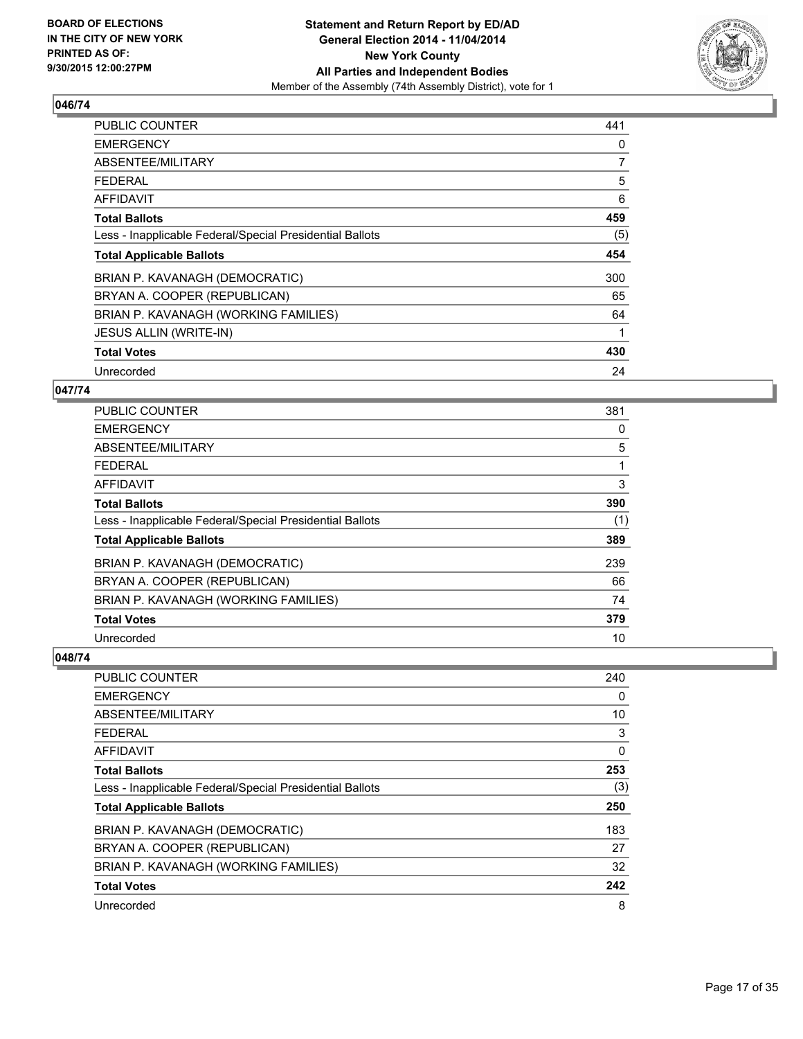**BOARD OF ELECTIONS IN THE CITY OF NEW YORK PRINTED AS OF: 9/30/2015 12:00:27PM**

**Statement and Return Report by ED/AD General Election 2014 - 11/04/2014 New York County All Parties and Independent Bodies**
Member of the Assembly (74th Assembly District), vote for 1

### 046/74

| | |
|---|---|
| PUBLIC COUNTER | 441 |
| EMERGENCY | 0 |
| ABSENTEE/MILITARY | 7 |
| FEDERAL | 5 |
| AFFIDAVIT | 6 |
| **Total Ballots** | **459** |
| Less - Inapplicable Federal/Special Presidential Ballots | (5) |
| **Total Applicable Ballots** | **454** |
| BRIAN P. KAVANAGH (DEMOCRATIC) | 300 |
| BRYAN A. COOPER (REPUBLICAN) | 65 |
| BRIAN P. KAVANAGH (WORKING FAMILIES) | 64 |
| JESUS ALLIN (WRITE-IN) | 1 |
| **Total Votes** | **430** |
| Unrecorded | 24 |

### 047/74

| | |
|---|---|
| PUBLIC COUNTER | 381 |
| EMERGENCY | 0 |
| ABSENTEE/MILITARY | 5 |
| FEDERAL | 1 |
| AFFIDAVIT | 3 |
| **Total Ballots** | **390** |
| Less - Inapplicable Federal/Special Presidential Ballots | (1) |
| **Total Applicable Ballots** | **389** |
| BRIAN P. KAVANAGH (DEMOCRATIC) | 239 |
| BRYAN A. COOPER (REPUBLICAN) | 66 |
| BRIAN P. KAVANAGH (WORKING FAMILIES) | 74 |
| **Total Votes** | **379** |
| Unrecorded | 10 |

### 048/74

| | |
|---|---|
| PUBLIC COUNTER | 240 |
| EMERGENCY | 0 |
| ABSENTEE/MILITARY | 10 |
| FEDERAL | 3 |
| AFFIDAVIT | 0 |
| **Total Ballots** | **253** |
| Less - Inapplicable Federal/Special Presidential Ballots | (3) |
| **Total Applicable Ballots** | **250** |
| BRIAN P. KAVANAGH (DEMOCRATIC) | 183 |
| BRYAN A. COOPER (REPUBLICAN) | 27 |
| BRIAN P. KAVANAGH (WORKING FAMILIES) | 32 |
| **Total Votes** | **242** |
| Unrecorded | 8 |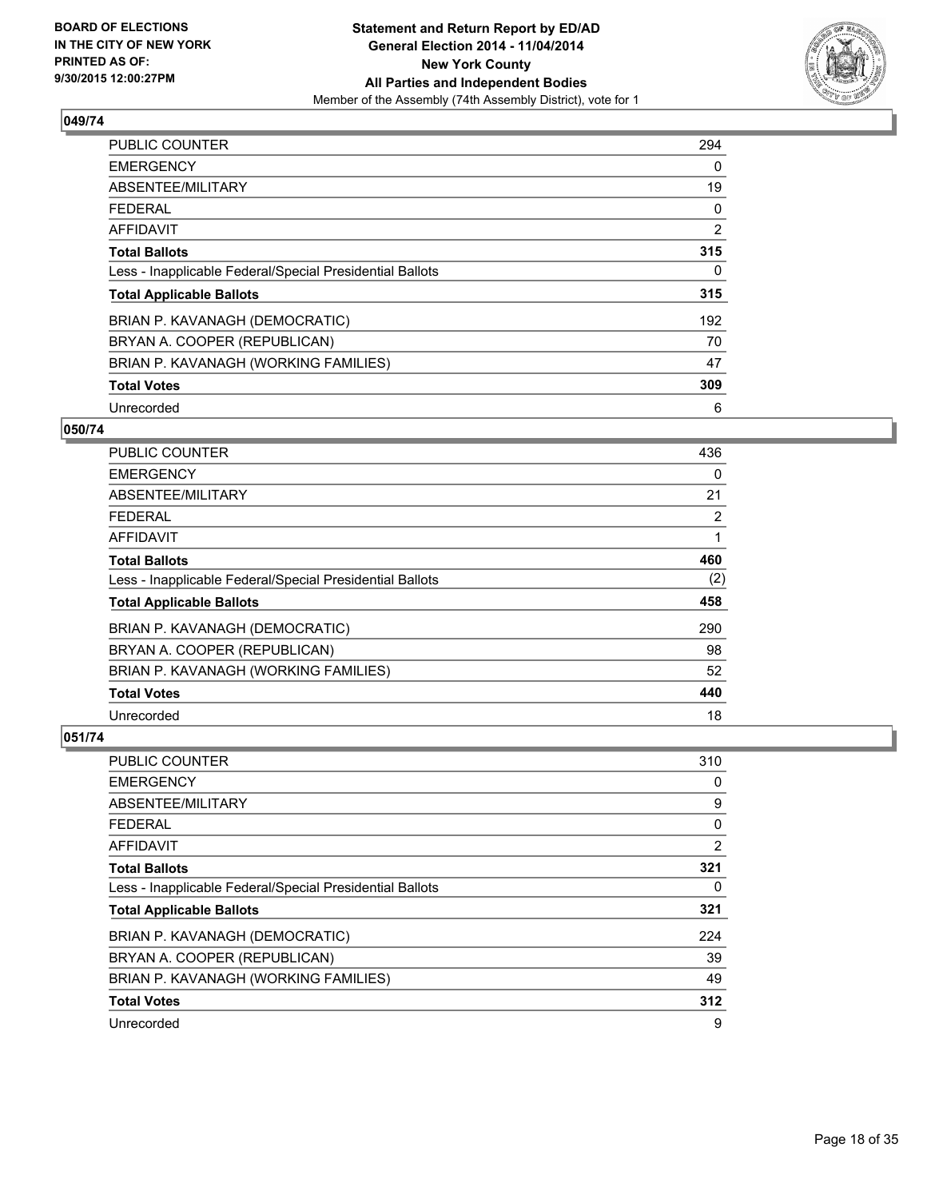**Statement and Return Report by ED/AD**
**General Election 2014 - 11/04/2014**
**New York County**
**All Parties and Independent Bodies**
Member of the Assembly (74th Assembly District), vote for 1

BOARD OF ELECTIONS
IN THE CITY OF NEW YORK
PRINTED AS OF:
9/30/2015 12:00:27PM

### 049/74

| | |
|---|---|
| PUBLIC COUNTER | 294 |
| EMERGENCY | 0 |
| ABSENTEE/MILITARY | 19 |
| FEDERAL | 0 |
| AFFIDAVIT | 2 |
| **Total Ballots** | **315** |
| Less - Inapplicable Federal/Special Presidential Ballots | 0 |
| **Total Applicable Ballots** | **315** |
| BRIAN P. KAVANAGH (DEMOCRATIC) | 192 |
| BRYAN A. COOPER (REPUBLICAN) | 70 |
| BRIAN P. KAVANAGH (WORKING FAMILIES) | 47 |
| **Total Votes** | **309** |
| Unrecorded | 6 |

### 050/74

| | |
|---|---|
| PUBLIC COUNTER | 436 |
| EMERGENCY | 0 |
| ABSENTEE/MILITARY | 21 |
| FEDERAL | 2 |
| AFFIDAVIT | 1 |
| **Total Ballots** | **460** |
| Less - Inapplicable Federal/Special Presidential Ballots | (2) |
| **Total Applicable Ballots** | **458** |
| BRIAN P. KAVANAGH (DEMOCRATIC) | 290 |
| BRYAN A. COOPER (REPUBLICAN) | 98 |
| BRIAN P. KAVANAGH (WORKING FAMILIES) | 52 |
| **Total Votes** | **440** |
| Unrecorded | 18 |

### 051/74

| | |
|---|---|
| PUBLIC COUNTER | 310 |
| EMERGENCY | 0 |
| ABSENTEE/MILITARY | 9 |
| FEDERAL | 0 |
| AFFIDAVIT | 2 |
| **Total Ballots** | **321** |
| Less - Inapplicable Federal/Special Presidential Ballots | 0 |
| **Total Applicable Ballots** | **321** |
| BRIAN P. KAVANAGH (DEMOCRATIC) | 224 |
| BRYAN A. COOPER (REPUBLICAN) | 39 |
| BRIAN P. KAVANAGH (WORKING FAMILIES) | 49 |
| **Total Votes** | **312** |
| Unrecorded | 9 |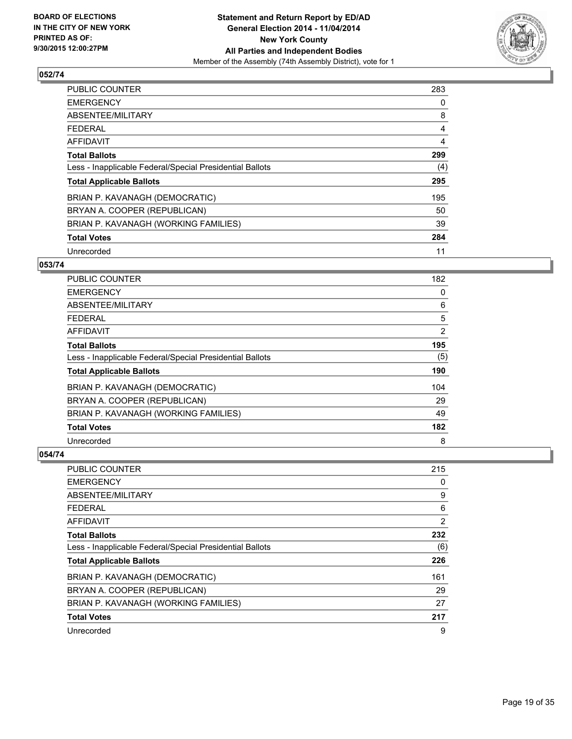**BOARD OF ELECTIONS IN THE CITY OF NEW YORK PRINTED AS OF: 9/30/2015 12:00:27PM**

**Statement and Return Report by ED/AD General Election 2014 - 11/04/2014 New York County All Parties and Independent Bodies**

Member of the Assembly (74th Assembly District), vote for 1

## 052/74

| | |
|---|---|
| PUBLIC COUNTER | 283 |
| EMERGENCY | 0 |
| ABSENTEE/MILITARY | 8 |
| FEDERAL | 4 |
| AFFIDAVIT | 4 |
| **Total Ballots** | **299** |
| Less - Inapplicable Federal/Special Presidential Ballots | (4) |
| **Total Applicable Ballots** | **295** |
| BRIAN P. KAVANAGH (DEMOCRATIC) | 195 |
| BRYAN A. COOPER (REPUBLICAN) | 50 |
| BRIAN P. KAVANAGH (WORKING FAMILIES) | 39 |
| **Total Votes** | **284** |
| Unrecorded | 11 |

## 053/74

| | |
|---|---|
| PUBLIC COUNTER | 182 |
| EMERGENCY | 0 |
| ABSENTEE/MILITARY | 6 |
| FEDERAL | 5 |
| AFFIDAVIT | 2 |
| **Total Ballots** | **195** |
| Less - Inapplicable Federal/Special Presidential Ballots | (5) |
| **Total Applicable Ballots** | **190** |
| BRIAN P. KAVANAGH (DEMOCRATIC) | 104 |
| BRYAN A. COOPER (REPUBLICAN) | 29 |
| BRIAN P. KAVANAGH (WORKING FAMILIES) | 49 |
| **Total Votes** | **182** |
| Unrecorded | 8 |

## 054/74

| | |
|---|---|
| PUBLIC COUNTER | 215 |
| EMERGENCY | 0 |
| ABSENTEE/MILITARY | 9 |
| FEDERAL | 6 |
| AFFIDAVIT | 2 |
| **Total Ballots** | **232** |
| Less - Inapplicable Federal/Special Presidential Ballots | (6) |
| **Total Applicable Ballots** | **226** |
| BRIAN P. KAVANAGH (DEMOCRATIC) | 161 |
| BRYAN A. COOPER (REPUBLICAN) | 29 |
| BRIAN P. KAVANAGH (WORKING FAMILIES) | 27 |
| **Total Votes** | **217** |
| Unrecorded | 9 |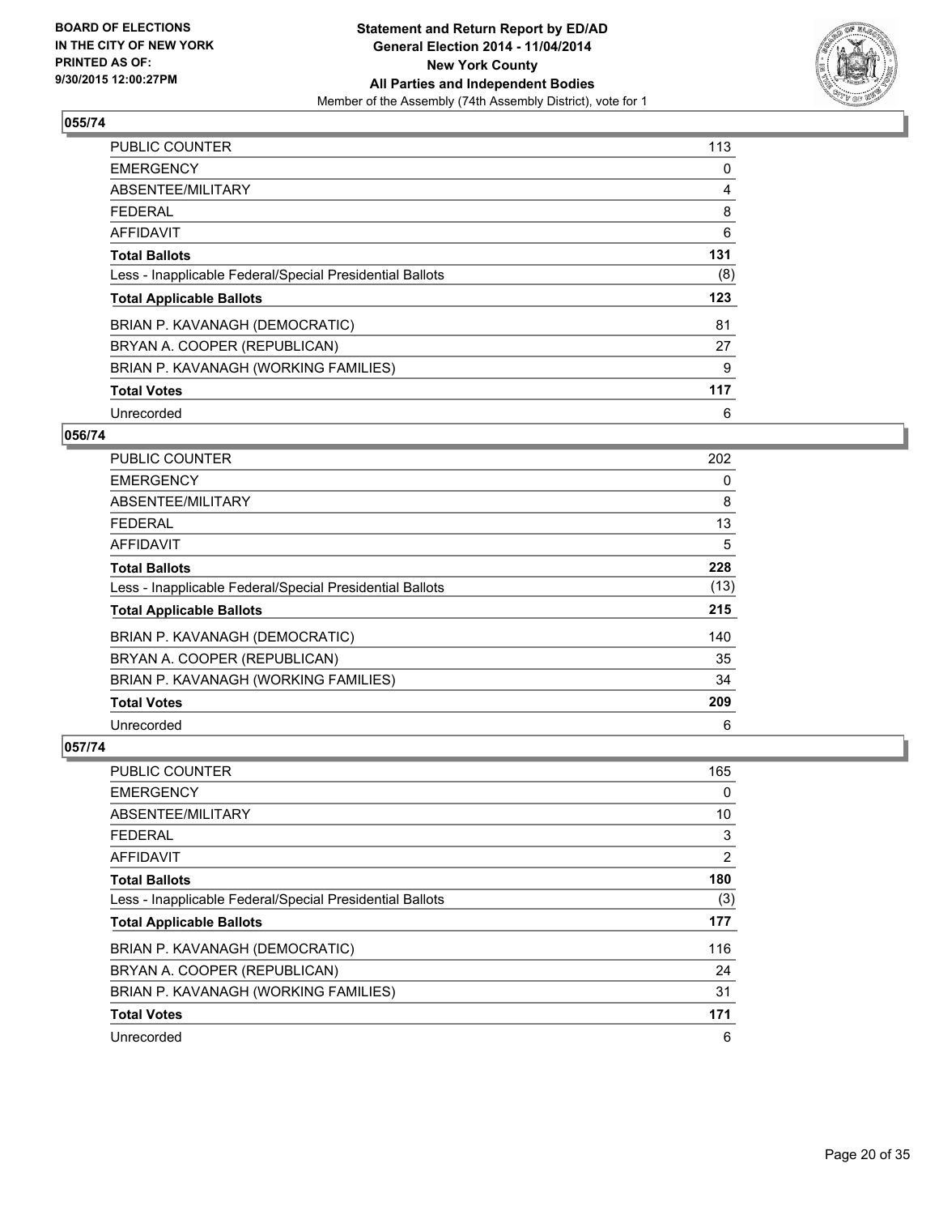**Statement and Return Report by ED/AD**
**General Election 2014 - 11/04/2014**
**New York County**
**All Parties and Independent Bodies**
Member of the Assembly (74th Assembly District), vote for 1

**BOARD OF ELECTIONS IN THE CITY OF NEW YORK PRINTED AS OF: 9/30/2015 12:00:27PM**

### 055/74

| | |
|---|---|
| PUBLIC COUNTER | 113 |
| EMERGENCY | 0 |
| ABSENTEE/MILITARY | 4 |
| FEDERAL | 8 |
| AFFIDAVIT | 6 |
| **Total Ballots** | **131** |
| Less - Inapplicable Federal/Special Presidential Ballots | (8) |
| **Total Applicable Ballots** | **123** |
| BRIAN P. KAVANAGH (DEMOCRATIC) | 81 |
| BRYAN A. COOPER (REPUBLICAN) | 27 |
| BRIAN P. KAVANAGH (WORKING FAMILIES) | 9 |
| **Total Votes** | **117** |
| Unrecorded | 6 |

### 056/74

| | |
|---|---|
| PUBLIC COUNTER | 202 |
| EMERGENCY | 0 |
| ABSENTEE/MILITARY | 8 |
| FEDERAL | 13 |
| AFFIDAVIT | 5 |
| **Total Ballots** | **228** |
| Less - Inapplicable Federal/Special Presidential Ballots | (13) |
| **Total Applicable Ballots** | **215** |
| BRIAN P. KAVANAGH (DEMOCRATIC) | 140 |
| BRYAN A. COOPER (REPUBLICAN) | 35 |
| BRIAN P. KAVANAGH (WORKING FAMILIES) | 34 |
| **Total Votes** | **209** |
| Unrecorded | 6 |

### 057/74

| | |
|---|---|
| PUBLIC COUNTER | 165 |
| EMERGENCY | 0 |
| ABSENTEE/MILITARY | 10 |
| FEDERAL | 3 |
| AFFIDAVIT | 2 |
| **Total Ballots** | **180** |
| Less - Inapplicable Federal/Special Presidential Ballots | (3) |
| **Total Applicable Ballots** | **177** |
| BRIAN P. KAVANAGH (DEMOCRATIC) | 116 |
| BRYAN A. COOPER (REPUBLICAN) | 24 |
| BRIAN P. KAVANAGH (WORKING FAMILIES) | 31 |
| **Total Votes** | **171** |
| Unrecorded | 6 |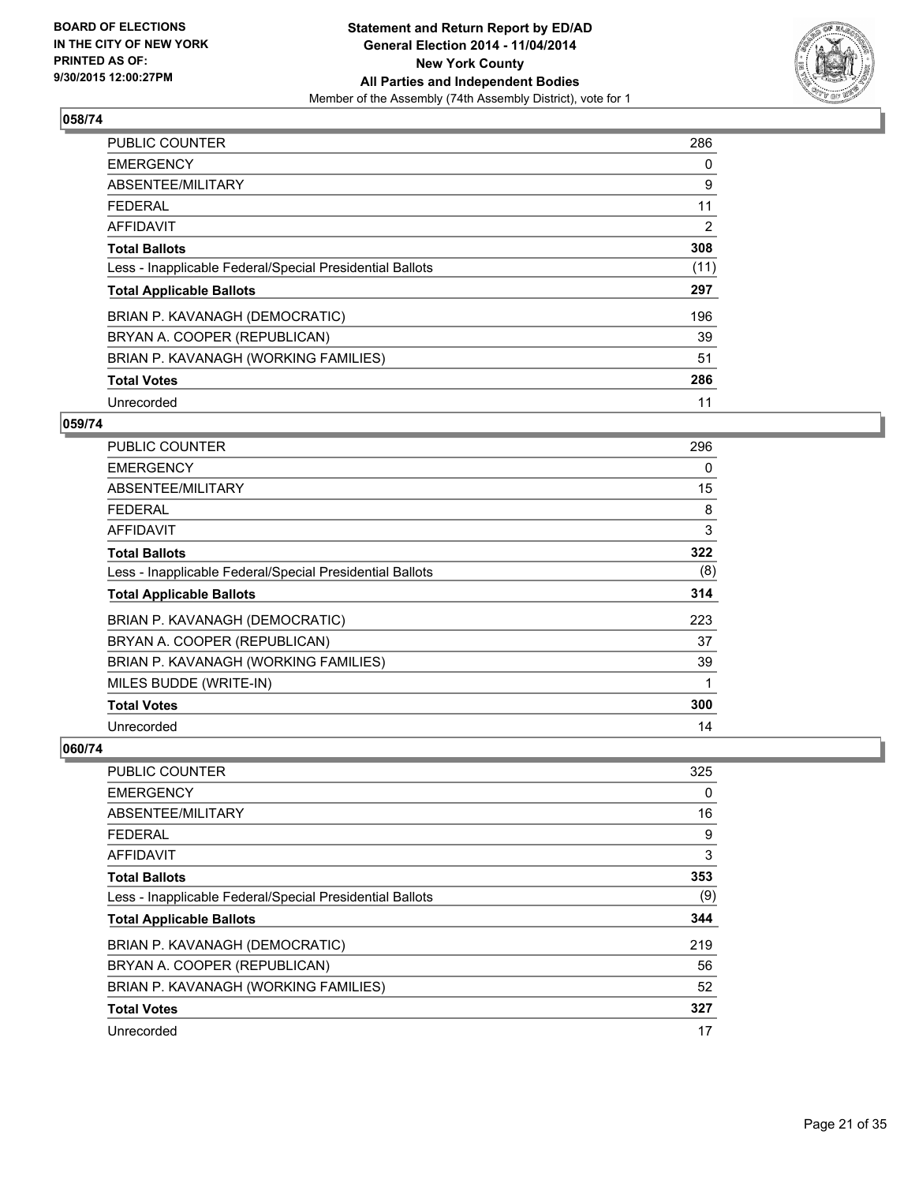BOARD OF ELECTIONS
IN THE CITY OF NEW YORK
PRINTED AS OF:
9/30/2015 12:00:27PM

**Statement and Return Report by ED/AD**
**General Election 2014 - 11/04/2014**
**New York County**
**All Parties and Independent Bodies**
Member of the Assembly (74th Assembly District), vote for 1

## 058/74

| | |
|---|---|
| PUBLIC COUNTER | 286 |
| EMERGENCY | 0 |
| ABSENTEE/MILITARY | 9 |
| FEDERAL | 11 |
| AFFIDAVIT | 2 |
| **Total Ballots** | **308** |
| Less - Inapplicable Federal/Special Presidential Ballots | (11) |
| **Total Applicable Ballots** | **297** |
| BRIAN P. KAVANAGH (DEMOCRATIC) | 196 |
| BRYAN A. COOPER (REPUBLICAN) | 39 |
| BRIAN P. KAVANAGH (WORKING FAMILIES) | 51 |
| **Total Votes** | **286** |
| Unrecorded | 11 |

## 059/74

| | |
|---|---|
| PUBLIC COUNTER | 296 |
| EMERGENCY | 0 |
| ABSENTEE/MILITARY | 15 |
| FEDERAL | 8 |
| AFFIDAVIT | 3 |
| **Total Ballots** | **322** |
| Less - Inapplicable Federal/Special Presidential Ballots | (8) |
| **Total Applicable Ballots** | **314** |
| BRIAN P. KAVANAGH (DEMOCRATIC) | 223 |
| BRYAN A. COOPER (REPUBLICAN) | 37 |
| BRIAN P. KAVANAGH (WORKING FAMILIES) | 39 |
| MILES BUDDE (WRITE-IN) | 1 |
| **Total Votes** | **300** |
| Unrecorded | 14 |

## 060/74

| | |
|---|---|
| PUBLIC COUNTER | 325 |
| EMERGENCY | 0 |
| ABSENTEE/MILITARY | 16 |
| FEDERAL | 9 |
| AFFIDAVIT | 3 |
| **Total Ballots** | **353** |
| Less - Inapplicable Federal/Special Presidential Ballots | (9) |
| **Total Applicable Ballots** | **344** |
| BRIAN P. KAVANAGH (DEMOCRATIC) | 219 |
| BRYAN A. COOPER (REPUBLICAN) | 56 |
| BRIAN P. KAVANAGH (WORKING FAMILIES) | 52 |
| **Total Votes** | **327** |
| Unrecorded | 17 |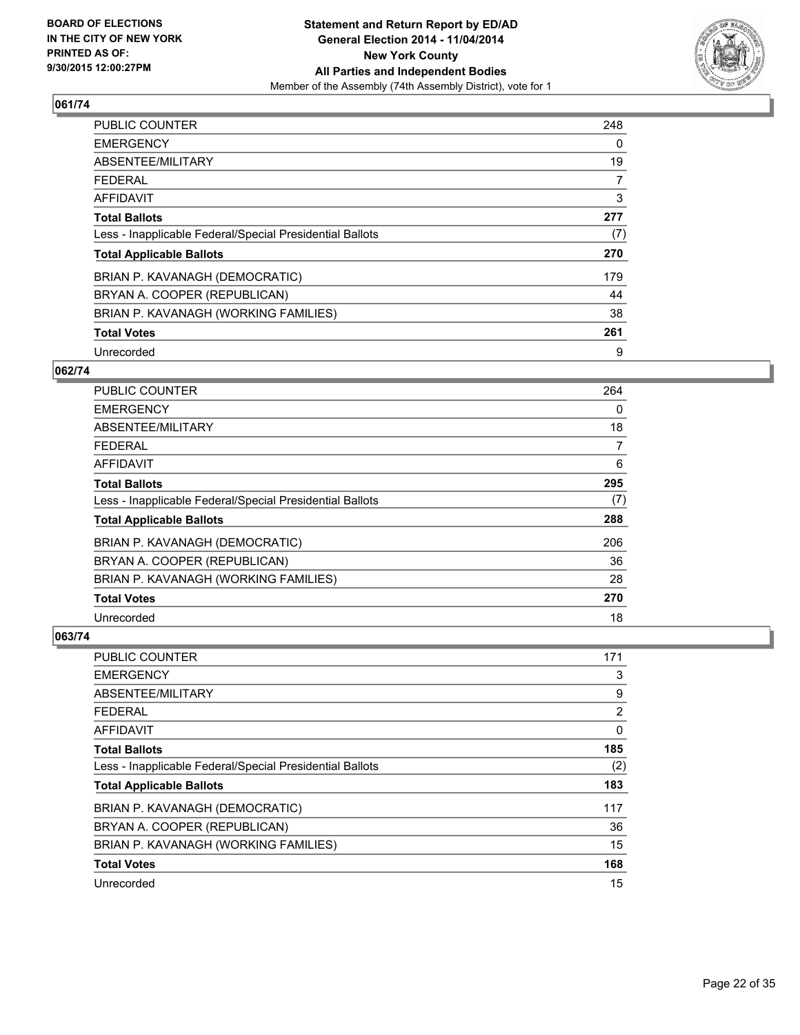**BOARD OF ELECTIONS IN THE CITY OF NEW YORK PRINTED AS OF: 9/30/2015 12:00:27PM**

**Statement and Return Report by ED/AD General Election 2014 - 11/04/2014 New York County All Parties and Independent Bodies**
Member of the Assembly (74th Assembly District), vote for 1

**061/74**

| | |
|---|---|
| PUBLIC COUNTER | 248 |
| EMERGENCY | 0 |
| ABSENTEE/MILITARY | 19 |
| FEDERAL | 7 |
| AFFIDAVIT | 3 |
| **Total Ballots** | **277** |
| Less - Inapplicable Federal/Special Presidential Ballots | (7) |
| **Total Applicable Ballots** | **270** |
| BRIAN P. KAVANAGH (DEMOCRATIC) | 179 |
| BRYAN A. COOPER (REPUBLICAN) | 44 |
| BRIAN P. KAVANAGH (WORKING FAMILIES) | 38 |
| **Total Votes** | **261** |
| Unrecorded | 9 |

**062/74**

| | |
|---|---|
| PUBLIC COUNTER | 264 |
| EMERGENCY | 0 |
| ABSENTEE/MILITARY | 18 |
| FEDERAL | 7 |
| AFFIDAVIT | 6 |
| **Total Ballots** | **295** |
| Less - Inapplicable Federal/Special Presidential Ballots | (7) |
| **Total Applicable Ballots** | **288** |
| BRIAN P. KAVANAGH (DEMOCRATIC) | 206 |
| BRYAN A. COOPER (REPUBLICAN) | 36 |
| BRIAN P. KAVANAGH (WORKING FAMILIES) | 28 |
| **Total Votes** | **270** |
| Unrecorded | 18 |

**063/74**

| | |
|---|---|
| PUBLIC COUNTER | 171 |
| EMERGENCY | 3 |
| ABSENTEE/MILITARY | 9 |
| FEDERAL | 2 |
| AFFIDAVIT | 0 |
| **Total Ballots** | **185** |
| Less - Inapplicable Federal/Special Presidential Ballots | (2) |
| **Total Applicable Ballots** | **183** |
| BRIAN P. KAVANAGH (DEMOCRATIC) | 117 |
| BRYAN A. COOPER (REPUBLICAN) | 36 |
| BRIAN P. KAVANAGH (WORKING FAMILIES) | 15 |
| **Total Votes** | **168** |
| Unrecorded | 15 |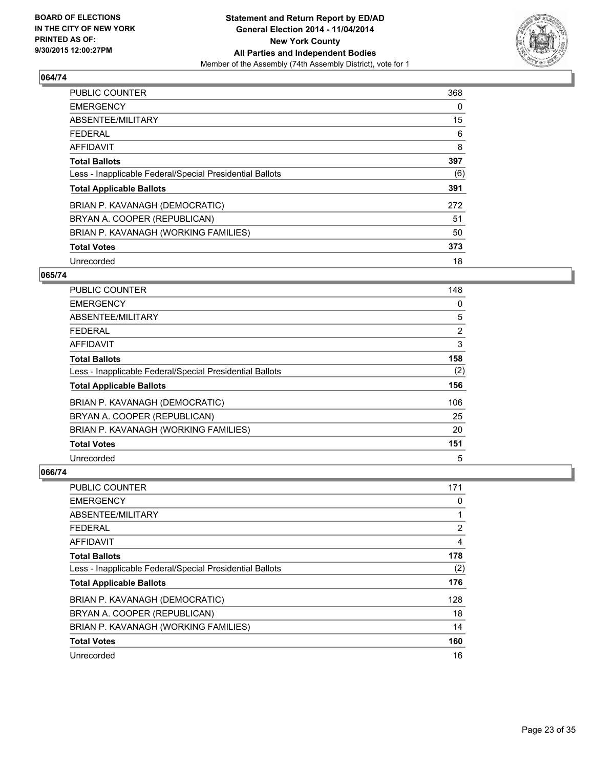BOARD OF ELECTIONS
IN THE CITY OF NEW YORK
PRINTED AS OF:
9/30/2015 12:00:27PM

**Statement and Return Report by ED/AD**
**General Election 2014 - 11/04/2014**
**New York County**
**All Parties and Independent Bodies**
Member of the Assembly (74th Assembly District), vote for 1

## 064/74

| | |
|---|---|
| PUBLIC COUNTER | 368 |
| EMERGENCY | 0 |
| ABSENTEE/MILITARY | 15 |
| FEDERAL | 6 |
| AFFIDAVIT | 8 |
| **Total Ballots** | **397** |
| Less - Inapplicable Federal/Special Presidential Ballots | (6) |
| **Total Applicable Ballots** | **391** |
| BRIAN P. KAVANAGH (DEMOCRATIC) | 272 |
| BRYAN A. COOPER (REPUBLICAN) | 51 |
| BRIAN P. KAVANAGH (WORKING FAMILIES) | 50 |
| **Total Votes** | **373** |
| Unrecorded | 18 |

## 065/74

| | |
|---|---|
| PUBLIC COUNTER | 148 |
| EMERGENCY | 0 |
| ABSENTEE/MILITARY | 5 |
| FEDERAL | 2 |
| AFFIDAVIT | 3 |
| **Total Ballots** | **158** |
| Less - Inapplicable Federal/Special Presidential Ballots | (2) |
| **Total Applicable Ballots** | **156** |
| BRIAN P. KAVANAGH (DEMOCRATIC) | 106 |
| BRYAN A. COOPER (REPUBLICAN) | 25 |
| BRIAN P. KAVANAGH (WORKING FAMILIES) | 20 |
| **Total Votes** | **151** |
| Unrecorded | 5 |

## 066/74

| | |
|---|---|
| PUBLIC COUNTER | 171 |
| EMERGENCY | 0 |
| ABSENTEE/MILITARY | 1 |
| FEDERAL | 2 |
| AFFIDAVIT | 4 |
| **Total Ballots** | **178** |
| Less - Inapplicable Federal/Special Presidential Ballots | (2) |
| **Total Applicable Ballots** | **176** |
| BRIAN P. KAVANAGH (DEMOCRATIC) | 128 |
| BRYAN A. COOPER (REPUBLICAN) | 18 |
| BRIAN P. KAVANAGH (WORKING FAMILIES) | 14 |
| **Total Votes** | **160** |
| Unrecorded | 16 |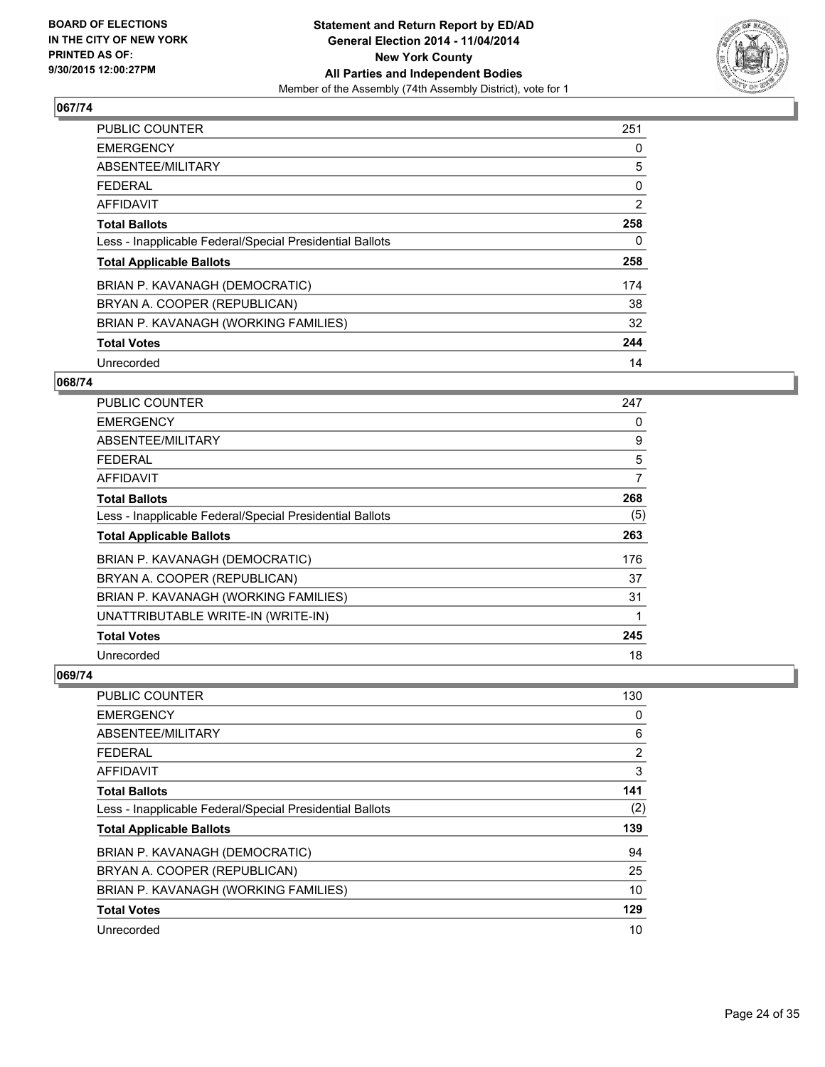**BOARD OF ELECTIONS IN THE CITY OF NEW YORK PRINTED AS OF: 9/30/2015 12:00:27PM**

**Statement and Return Report by ED/AD General Election 2014 - 11/04/2014 New York County All Parties and Independent Bodies**

Member of the Assembly (74th Assembly District), vote for 1

## 067/74

| | |
|---|---|
| PUBLIC COUNTER | 251 |
| EMERGENCY | 0 |
| ABSENTEE/MILITARY | 5 |
| FEDERAL | 0 |
| AFFIDAVIT | 2 |
| **Total Ballots** | **258** |
| Less - Inapplicable Federal/Special Presidential Ballots | 0 |
| **Total Applicable Ballots** | **258** |
| BRIAN P. KAVANAGH (DEMOCRATIC) | 174 |
| BRYAN A. COOPER (REPUBLICAN) | 38 |
| BRIAN P. KAVANAGH (WORKING FAMILIES) | 32 |
| **Total Votes** | **244** |
| Unrecorded | 14 |

## 068/74

| | |
|---|---|
| PUBLIC COUNTER | 247 |
| EMERGENCY | 0 |
| ABSENTEE/MILITARY | 9 |
| FEDERAL | 5 |
| AFFIDAVIT | 7 |
| **Total Ballots** | **268** |
| Less - Inapplicable Federal/Special Presidential Ballots | (5) |
| **Total Applicable Ballots** | **263** |
| BRIAN P. KAVANAGH (DEMOCRATIC) | 176 |
| BRYAN A. COOPER (REPUBLICAN) | 37 |
| BRIAN P. KAVANAGH (WORKING FAMILIES) | 31 |
| UNATTRIBUTABLE WRITE-IN (WRITE-IN) | 1 |
| **Total Votes** | **245** |
| Unrecorded | 18 |

## 069/74

| | |
|---|---|
| PUBLIC COUNTER | 130 |
| EMERGENCY | 0 |
| ABSENTEE/MILITARY | 6 |
| FEDERAL | 2 |
| AFFIDAVIT | 3 |
| **Total Ballots** | **141** |
| Less - Inapplicable Federal/Special Presidential Ballots | (2) |
| **Total Applicable Ballots** | **139** |
| BRIAN P. KAVANAGH (DEMOCRATIC) | 94 |
| BRYAN A. COOPER (REPUBLICAN) | 25 |
| BRIAN P. KAVANAGH (WORKING FAMILIES) | 10 |
| **Total Votes** | **129** |
| Unrecorded | 10 |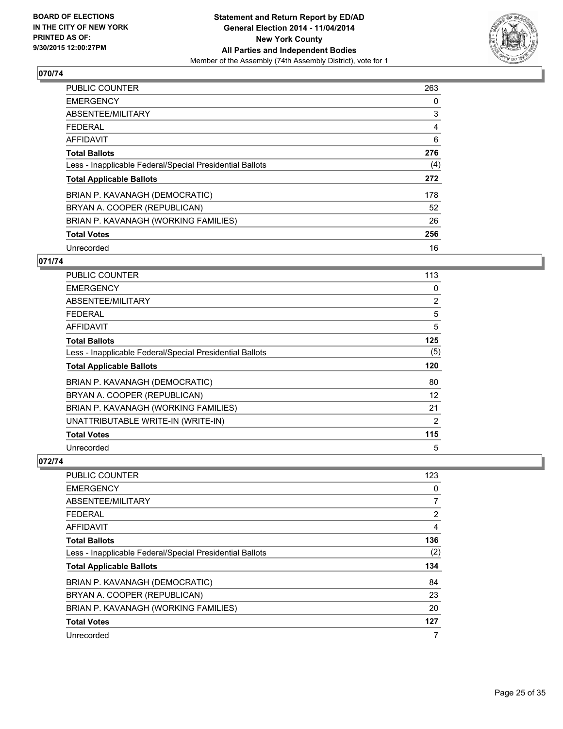BOARD OF ELECTIONS
IN THE CITY OF NEW YORK
PRINTED AS OF:
9/30/2015 12:00:27PM

**Statement and Return Report by ED/AD**
**General Election 2014 - 11/04/2014**
**New York County**
**All Parties and Independent Bodies**
Member of the Assembly (74th Assembly District), vote for 1

### 070/74

| | |
|---|---|
| PUBLIC COUNTER | 263 |
| EMERGENCY | 0 |
| ABSENTEE/MILITARY | 3 |
| FEDERAL | 4 |
| AFFIDAVIT | 6 |
| **Total Ballots** | **276** |
| Less - Inapplicable Federal/Special Presidential Ballots | (4) |
| **Total Applicable Ballots** | **272** |
| BRIAN P. KAVANAGH (DEMOCRATIC) | 178 |
| BRYAN A. COOPER (REPUBLICAN) | 52 |
| BRIAN P. KAVANAGH (WORKING FAMILIES) | 26 |
| **Total Votes** | **256** |
| Unrecorded | 16 |

### 071/74

| | |
|---|---|
| PUBLIC COUNTER | 113 |
| EMERGENCY | 0 |
| ABSENTEE/MILITARY | 2 |
| FEDERAL | 5 |
| AFFIDAVIT | 5 |
| **Total Ballots** | **125** |
| Less - Inapplicable Federal/Special Presidential Ballots | (5) |
| **Total Applicable Ballots** | **120** |
| BRIAN P. KAVANAGH (DEMOCRATIC) | 80 |
| BRYAN A. COOPER (REPUBLICAN) | 12 |
| BRIAN P. KAVANAGH (WORKING FAMILIES) | 21 |
| UNATTRIBUTABLE WRITE-IN (WRITE-IN) | 2 |
| **Total Votes** | **115** |
| Unrecorded | 5 |

### 072/74

| | |
|---|---|
| PUBLIC COUNTER | 123 |
| EMERGENCY | 0 |
| ABSENTEE/MILITARY | 7 |
| FEDERAL | 2 |
| AFFIDAVIT | 4 |
| **Total Ballots** | **136** |
| Less - Inapplicable Federal/Special Presidential Ballots | (2) |
| **Total Applicable Ballots** | **134** |
| BRIAN P. KAVANAGH (DEMOCRATIC) | 84 |
| BRYAN A. COOPER (REPUBLICAN) | 23 |
| BRIAN P. KAVANAGH (WORKING FAMILIES) | 20 |
| **Total Votes** | **127** |
| Unrecorded | 7 |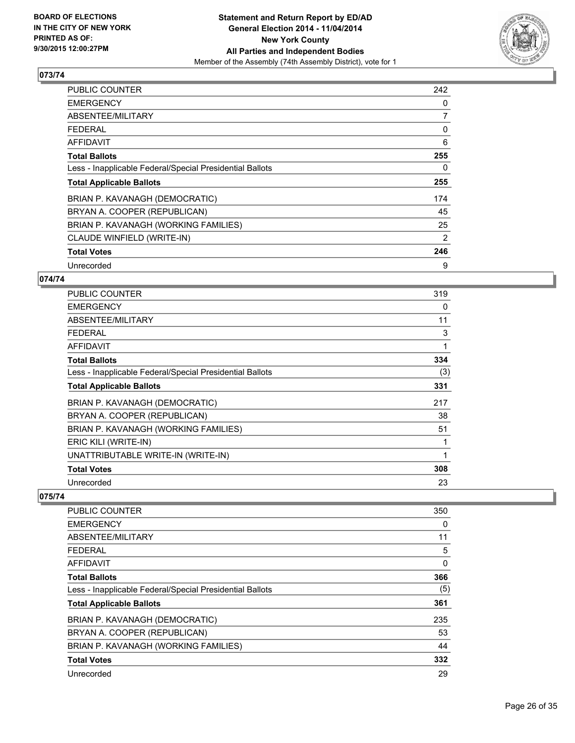**BOARD OF ELECTIONS IN THE CITY OF NEW YORK PRINTED AS OF: 9/30/2015 12:00:27PM**

**Statement and Return Report by ED/AD**
**General Election 2014 - 11/04/2014**
**New York County**
**All Parties and Independent Bodies**
Member of the Assembly (74th Assembly District), vote for 1

## 073/74

| | |
|---|---|
| PUBLIC COUNTER | 242 |
| EMERGENCY | 0 |
| ABSENTEE/MILITARY | 7 |
| FEDERAL | 0 |
| AFFIDAVIT | 6 |
| **Total Ballots** | **255** |
| Less - Inapplicable Federal/Special Presidential Ballots | 0 |
| **Total Applicable Ballots** | **255** |
| BRIAN P. KAVANAGH (DEMOCRATIC) | 174 |
| BRYAN A. COOPER (REPUBLICAN) | 45 |
| BRIAN P. KAVANAGH (WORKING FAMILIES) | 25 |
| CLAUDE WINFIELD (WRITE-IN) | 2 |
| **Total Votes** | **246** |
| Unrecorded | 9 |

## 074/74

| | |
|---|---|
| PUBLIC COUNTER | 319 |
| EMERGENCY | 0 |
| ABSENTEE/MILITARY | 11 |
| FEDERAL | 3 |
| AFFIDAVIT | 1 |
| **Total Ballots** | **334** |
| Less - Inapplicable Federal/Special Presidential Ballots | (3) |
| **Total Applicable Ballots** | **331** |
| BRIAN P. KAVANAGH (DEMOCRATIC) | 217 |
| BRYAN A. COOPER (REPUBLICAN) | 38 |
| BRIAN P. KAVANAGH (WORKING FAMILIES) | 51 |
| ERIC KILI (WRITE-IN) | 1 |
| UNATTRIBUTABLE WRITE-IN (WRITE-IN) | 1 |
| **Total Votes** | **308** |
| Unrecorded | 23 |

## 075/74

| | |
|---|---|
| PUBLIC COUNTER | 350 |
| EMERGENCY | 0 |
| ABSENTEE/MILITARY | 11 |
| FEDERAL | 5 |
| AFFIDAVIT | 0 |
| **Total Ballots** | **366** |
| Less - Inapplicable Federal/Special Presidential Ballots | (5) |
| **Total Applicable Ballots** | **361** |
| BRIAN P. KAVANAGH (DEMOCRATIC) | 235 |
| BRYAN A. COOPER (REPUBLICAN) | 53 |
| BRIAN P. KAVANAGH (WORKING FAMILIES) | 44 |
| **Total Votes** | **332** |
| Unrecorded | 29 |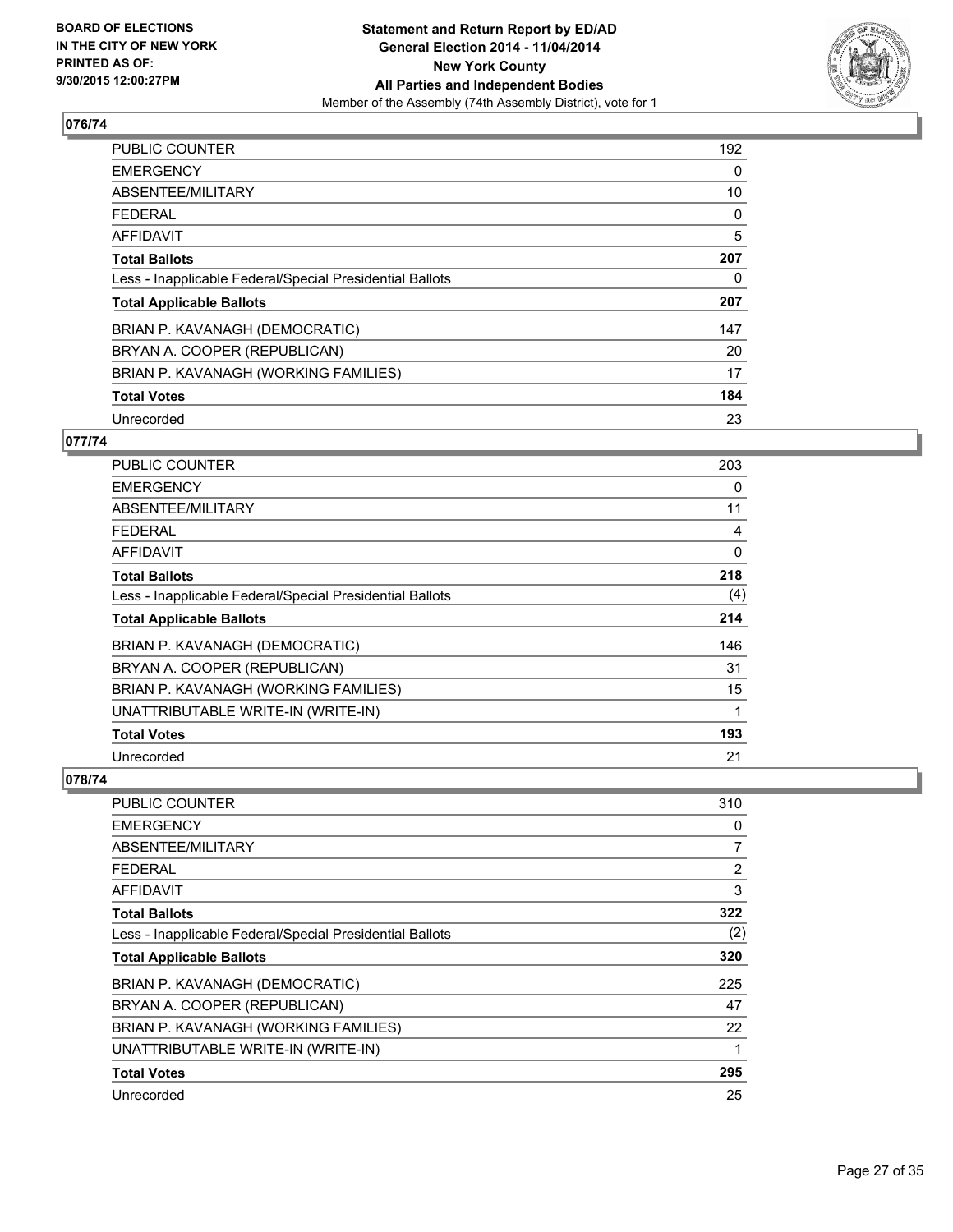**BOARD OF ELECTIONS IN THE CITY OF NEW YORK PRINTED AS OF: 9/30/2015 12:00:27PM**

**Statement and Return Report by ED/AD**
**General Election 2014 - 11/04/2014**
**New York County**
**All Parties and Independent Bodies**
Member of the Assembly (74th Assembly District), vote for 1

### 076/74

| | |
|---|---|
| PUBLIC COUNTER | 192 |
| EMERGENCY | 0 |
| ABSENTEE/MILITARY | 10 |
| FEDERAL | 0 |
| AFFIDAVIT | 5 |
| **Total Ballots** | **207** |
| Less - Inapplicable Federal/Special Presidential Ballots | 0 |
| **Total Applicable Ballots** | **207** |
| BRIAN P. KAVANAGH (DEMOCRATIC) | 147 |
| BRYAN A. COOPER (REPUBLICAN) | 20 |
| BRIAN P. KAVANAGH (WORKING FAMILIES) | 17 |
| **Total Votes** | **184** |
| Unrecorded | 23 |

### 077/74

| | |
|---|---|
| PUBLIC COUNTER | 203 |
| EMERGENCY | 0 |
| ABSENTEE/MILITARY | 11 |
| FEDERAL | 4 |
| AFFIDAVIT | 0 |
| **Total Ballots** | **218** |
| Less - Inapplicable Federal/Special Presidential Ballots | (4) |
| **Total Applicable Ballots** | **214** |
| BRIAN P. KAVANAGH (DEMOCRATIC) | 146 |
| BRYAN A. COOPER (REPUBLICAN) | 31 |
| BRIAN P. KAVANAGH (WORKING FAMILIES) | 15 |
| UNATTRIBUTABLE WRITE-IN (WRITE-IN) | 1 |
| **Total Votes** | **193** |
| Unrecorded | 21 |

### 078/74

| | |
|---|---|
| PUBLIC COUNTER | 310 |
| EMERGENCY | 0 |
| ABSENTEE/MILITARY | 7 |
| FEDERAL | 2 |
| AFFIDAVIT | 3 |
| **Total Ballots** | **322** |
| Less - Inapplicable Federal/Special Presidential Ballots | (2) |
| **Total Applicable Ballots** | **320** |
| BRIAN P. KAVANAGH (DEMOCRATIC) | 225 |
| BRYAN A. COOPER (REPUBLICAN) | 47 |
| BRIAN P. KAVANAGH (WORKING FAMILIES) | 22 |
| UNATTRIBUTABLE WRITE-IN (WRITE-IN) | 1 |
| **Total Votes** | **295** |
| Unrecorded | 25 |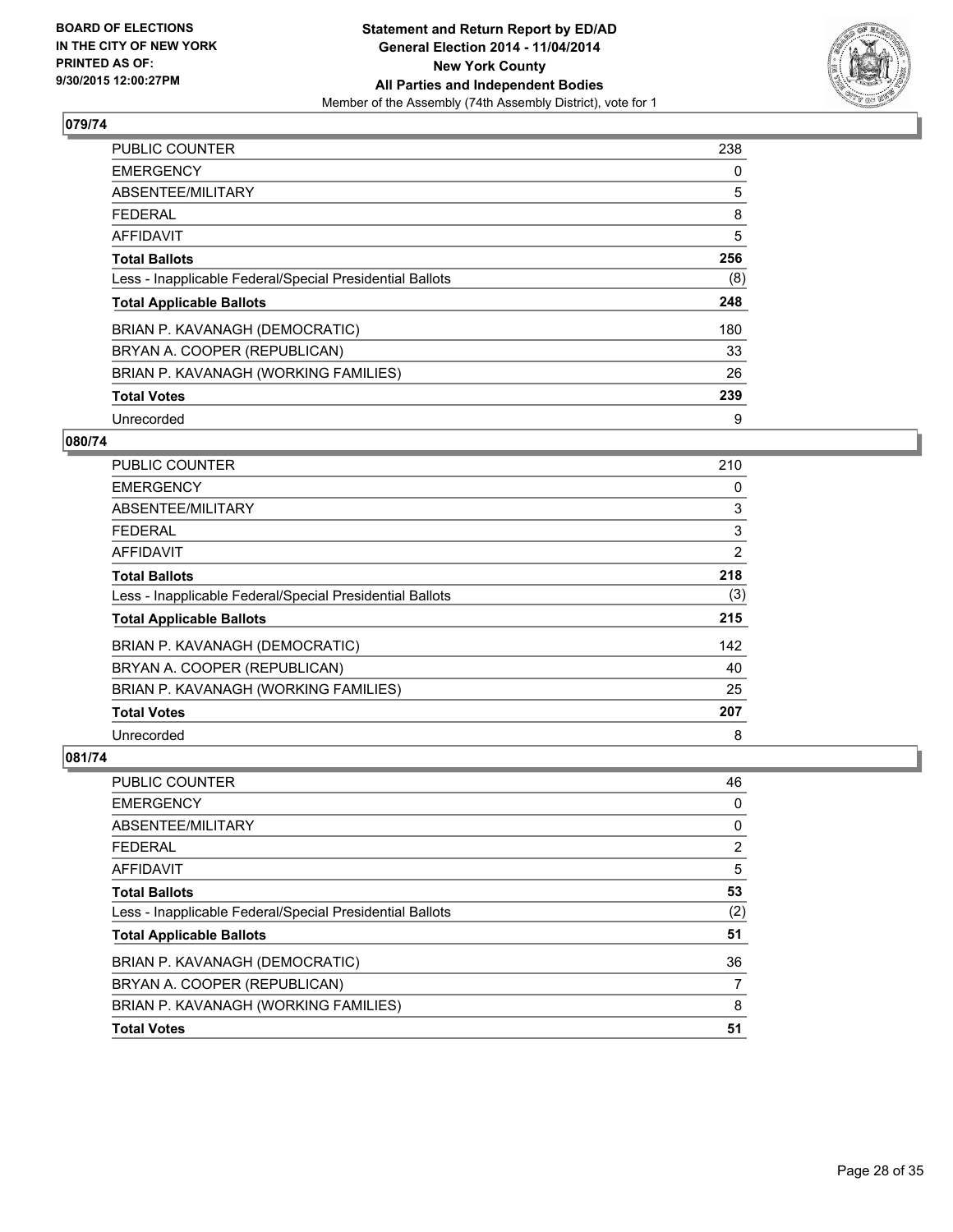**BOARD OF ELECTIONS IN THE CITY OF NEW YORK PRINTED AS OF: 9/30/2015 12:00:27PM**

**Statement and Return Report by ED/AD General Election 2014 - 11/04/2014 New York County All Parties and Independent Bodies**
Member of the Assembly (74th Assembly District), vote for 1

## 079/74

| | |
|---|---|
| PUBLIC COUNTER | 238 |
| EMERGENCY | 0 |
| ABSENTEE/MILITARY | 5 |
| FEDERAL | 8 |
| AFFIDAVIT | 5 |
| **Total Ballots** | **256** |
| Less - Inapplicable Federal/Special Presidential Ballots | (8) |
| **Total Applicable Ballots** | **248** |
| BRIAN P. KAVANAGH (DEMOCRATIC) | 180 |
| BRYAN A. COOPER (REPUBLICAN) | 33 |
| BRIAN P. KAVANAGH (WORKING FAMILIES) | 26 |
| **Total Votes** | **239** |
| Unrecorded | 9 |

## 080/74

| | |
|---|---|
| PUBLIC COUNTER | 210 |
| EMERGENCY | 0 |
| ABSENTEE/MILITARY | 3 |
| FEDERAL | 3 |
| AFFIDAVIT | 2 |
| **Total Ballots** | **218** |
| Less - Inapplicable Federal/Special Presidential Ballots | (3) |
| **Total Applicable Ballots** | **215** |
| BRIAN P. KAVANAGH (DEMOCRATIC) | 142 |
| BRYAN A. COOPER (REPUBLICAN) | 40 |
| BRIAN P. KAVANAGH (WORKING FAMILIES) | 25 |
| **Total Votes** | **207** |
| Unrecorded | 8 |

## 081/74

| | |
|---|---|
| PUBLIC COUNTER | 46 |
| EMERGENCY | 0 |
| ABSENTEE/MILITARY | 0 |
| FEDERAL | 2 |
| AFFIDAVIT | 5 |
| **Total Ballots** | **53** |
| Less - Inapplicable Federal/Special Presidential Ballots | (2) |
| **Total Applicable Ballots** | **51** |
| BRIAN P. KAVANAGH (DEMOCRATIC) | 36 |
| BRYAN A. COOPER (REPUBLICAN) | 7 |
| BRIAN P. KAVANAGH (WORKING FAMILIES) | 8 |
| **Total Votes** | **51** |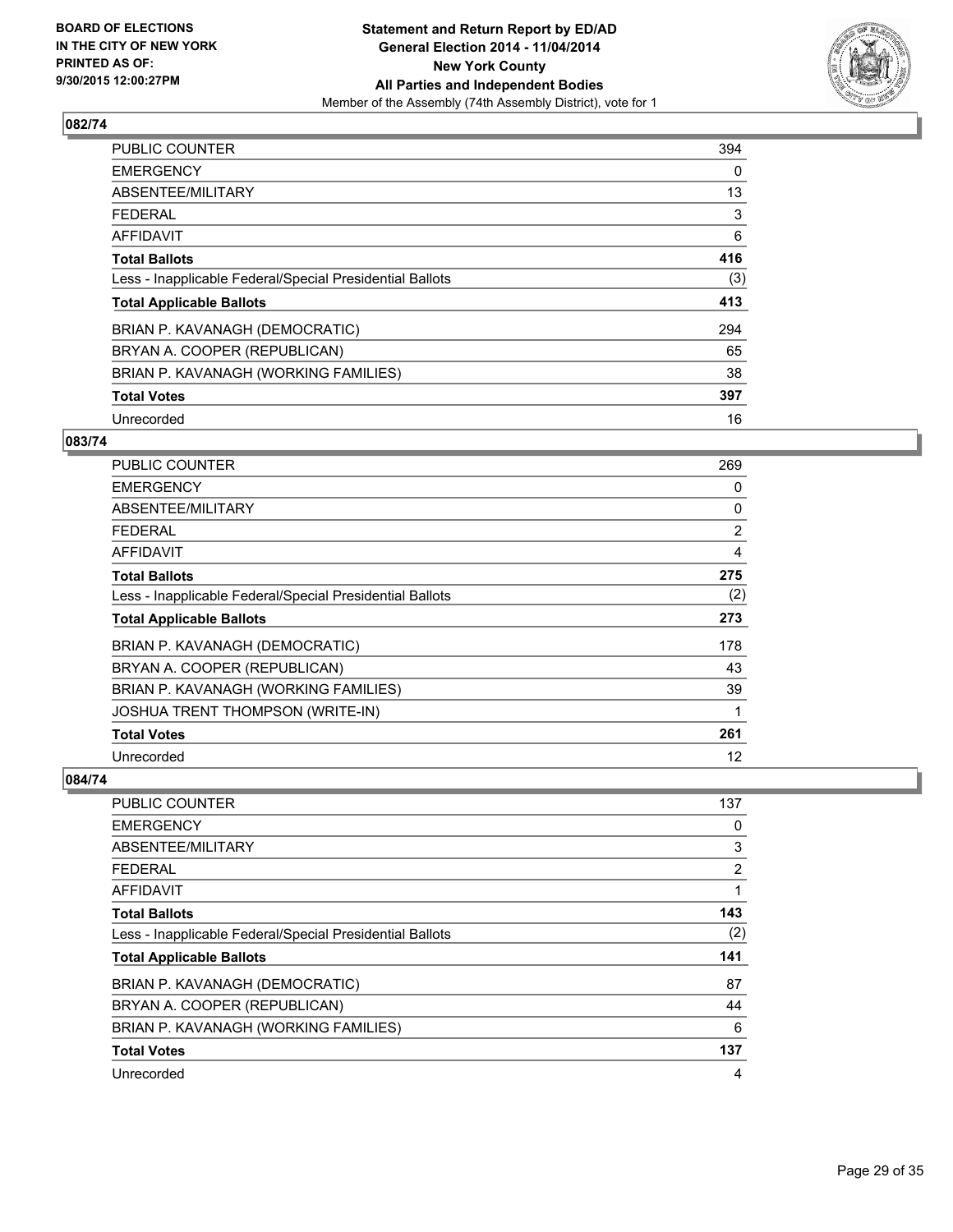BOARD OF ELECTIONS
IN THE CITY OF NEW YORK
PRINTED AS OF:
9/30/2015 12:00:27PM

**Statement and Return Report by ED/AD**
**General Election 2014 - 11/04/2014**
**New York County**
**All Parties and Independent Bodies**
Member of the Assembly (74th Assembly District), vote for 1

## 082/74

| | |
|---|---|
| PUBLIC COUNTER | 394 |
| EMERGENCY | 0 |
| ABSENTEE/MILITARY | 13 |
| FEDERAL | 3 |
| AFFIDAVIT | 6 |
| **Total Ballots** | **416** |
| Less - Inapplicable Federal/Special Presidential Ballots | (3) |
| **Total Applicable Ballots** | **413** |
| BRIAN P. KAVANAGH (DEMOCRATIC) | 294 |
| BRYAN A. COOPER (REPUBLICAN) | 65 |
| BRIAN P. KAVANAGH (WORKING FAMILIES) | 38 |
| **Total Votes** | **397** |
| Unrecorded | 16 |

## 083/74

| | |
|---|---|
| PUBLIC COUNTER | 269 |
| EMERGENCY | 0 |
| ABSENTEE/MILITARY | 0 |
| FEDERAL | 2 |
| AFFIDAVIT | 4 |
| **Total Ballots** | **275** |
| Less - Inapplicable Federal/Special Presidential Ballots | (2) |
| **Total Applicable Ballots** | **273** |
| BRIAN P. KAVANAGH (DEMOCRATIC) | 178 |
| BRYAN A. COOPER (REPUBLICAN) | 43 |
| BRIAN P. KAVANAGH (WORKING FAMILIES) | 39 |
| JOSHUA TRENT THOMPSON (WRITE-IN) | 1 |
| **Total Votes** | **261** |
| Unrecorded | 12 |

## 084/74

| | |
|---|---|
| PUBLIC COUNTER | 137 |
| EMERGENCY | 0 |
| ABSENTEE/MILITARY | 3 |
| FEDERAL | 2 |
| AFFIDAVIT | 1 |
| **Total Ballots** | **143** |
| Less - Inapplicable Federal/Special Presidential Ballots | (2) |
| **Total Applicable Ballots** | **141** |
| BRIAN P. KAVANAGH (DEMOCRATIC) | 87 |
| BRYAN A. COOPER (REPUBLICAN) | 44 |
| BRIAN P. KAVANAGH (WORKING FAMILIES) | 6 |
| **Total Votes** | **137** |
| Unrecorded | 4 |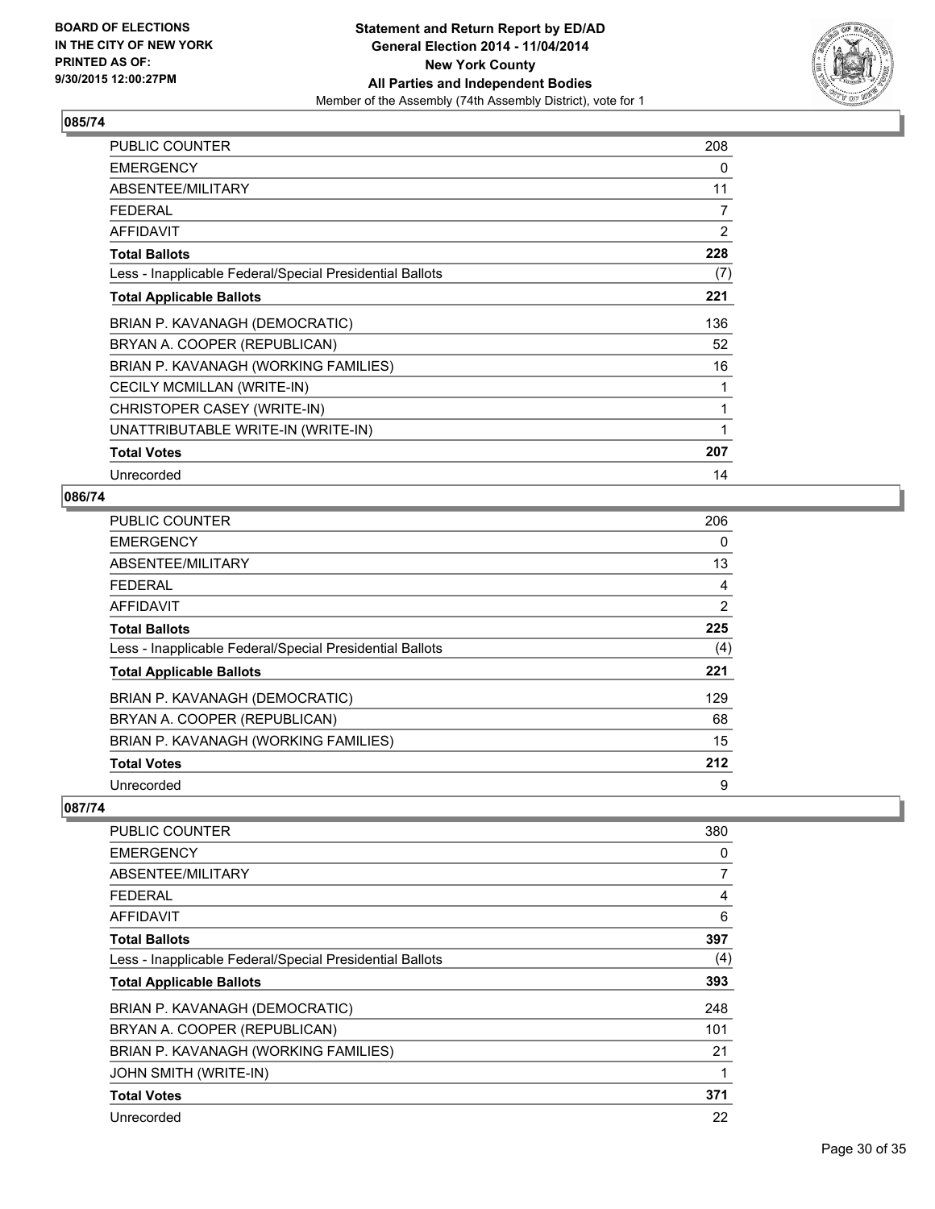**BOARD OF ELECTIONS IN THE CITY OF NEW YORK PRINTED AS OF: 9/30/2015 12:00:27PM**

**Statement and Return Report by ED/AD General Election 2014 - 11/04/2014 New York County All Parties and Independent Bodies**
Member of the Assembly (74th Assembly District), vote for 1

## 085/74

| | |
|---|---|
| PUBLIC COUNTER | 208 |
| EMERGENCY | 0 |
| ABSENTEE/MILITARY | 11 |
| FEDERAL | 7 |
| AFFIDAVIT | 2 |
| **Total Ballots** | **228** |
| Less - Inapplicable Federal/Special Presidential Ballots | (7) |
| **Total Applicable Ballots** | **221** |
| BRIAN P. KAVANAGH (DEMOCRATIC) | 136 |
| BRYAN A. COOPER (REPUBLICAN) | 52 |
| BRIAN P. KAVANAGH (WORKING FAMILIES) | 16 |
| CECILY MCMILLAN (WRITE-IN) | 1 |
| CHRISTOPER CASEY (WRITE-IN) | 1 |
| UNATTRIBUTABLE WRITE-IN (WRITE-IN) | 1 |
| **Total Votes** | **207** |
| Unrecorded | 14 |

## 086/74

| | |
|---|---|
| PUBLIC COUNTER | 206 |
| EMERGENCY | 0 |
| ABSENTEE/MILITARY | 13 |
| FEDERAL | 4 |
| AFFIDAVIT | 2 |
| **Total Ballots** | **225** |
| Less - Inapplicable Federal/Special Presidential Ballots | (4) |
| **Total Applicable Ballots** | **221** |
| BRIAN P. KAVANAGH (DEMOCRATIC) | 129 |
| BRYAN A. COOPER (REPUBLICAN) | 68 |
| BRIAN P. KAVANAGH (WORKING FAMILIES) | 15 |
| **Total Votes** | **212** |
| Unrecorded | 9 |

## 087/74

| | |
|---|---|
| PUBLIC COUNTER | 380 |
| EMERGENCY | 0 |
| ABSENTEE/MILITARY | 7 |
| FEDERAL | 4 |
| AFFIDAVIT | 6 |
| **Total Ballots** | **397** |
| Less - Inapplicable Federal/Special Presidential Ballots | (4) |
| **Total Applicable Ballots** | **393** |
| BRIAN P. KAVANAGH (DEMOCRATIC) | 248 |
| BRYAN A. COOPER (REPUBLICAN) | 101 |
| BRIAN P. KAVANAGH (WORKING FAMILIES) | 21 |
| JOHN SMITH (WRITE-IN) | 1 |
| **Total Votes** | **371** |
| Unrecorded | 22 |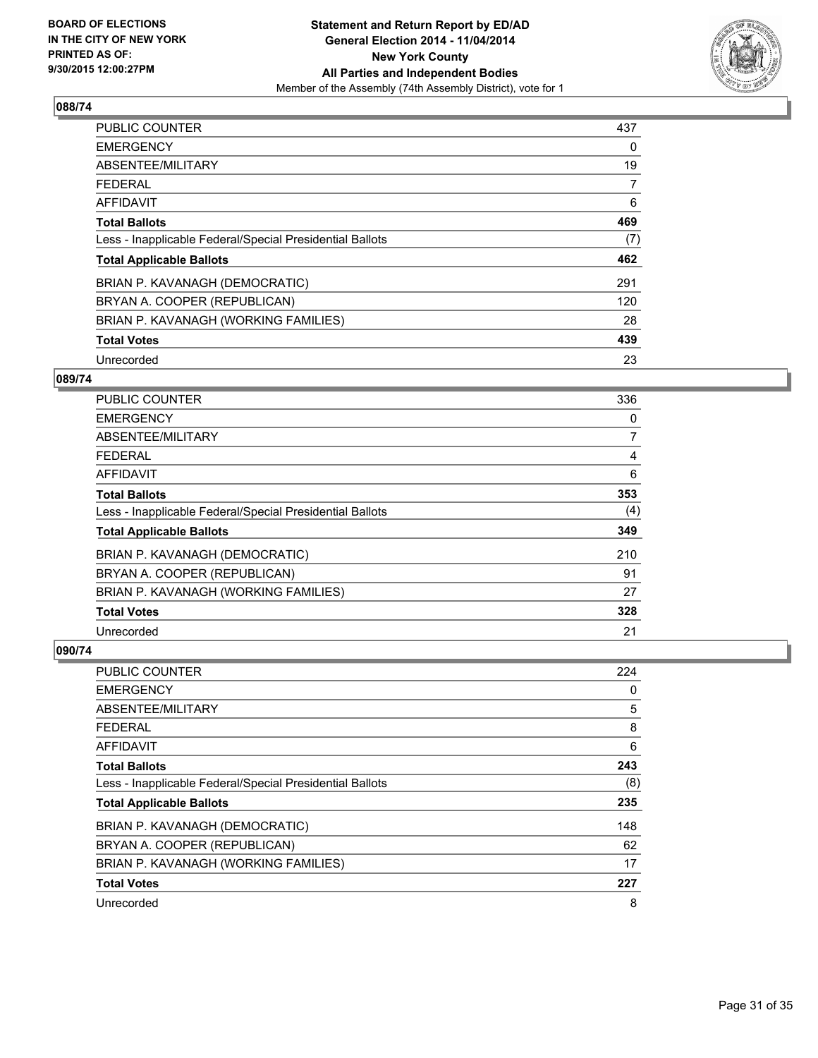**BOARD OF ELECTIONS IN THE CITY OF NEW YORK PRINTED AS OF: 9/30/2015 12:00:27PM**

**Statement and Return Report by ED/AD General Election 2014 - 11/04/2014 New York County All Parties and Independent Bodies**

Member of the Assembly (74th Assembly District), vote for 1

## 088/74

| | |
|---|---|
| PUBLIC COUNTER | 437 |
| EMERGENCY | 0 |
| ABSENTEE/MILITARY | 19 |
| FEDERAL | 7 |
| AFFIDAVIT | 6 |
| **Total Ballots** | **469** |
| Less - Inapplicable Federal/Special Presidential Ballots | (7) |
| **Total Applicable Ballots** | **462** |
| BRIAN P. KAVANAGH (DEMOCRATIC) | 291 |
| BRYAN A. COOPER (REPUBLICAN) | 120 |
| BRIAN P. KAVANAGH (WORKING FAMILIES) | 28 |
| **Total Votes** | **439** |
| Unrecorded | 23 |

## 089/74

| | |
|---|---|
| PUBLIC COUNTER | 336 |
| EMERGENCY | 0 |
| ABSENTEE/MILITARY | 7 |
| FEDERAL | 4 |
| AFFIDAVIT | 6 |
| **Total Ballots** | **353** |
| Less - Inapplicable Federal/Special Presidential Ballots | (4) |
| **Total Applicable Ballots** | **349** |
| BRIAN P. KAVANAGH (DEMOCRATIC) | 210 |
| BRYAN A. COOPER (REPUBLICAN) | 91 |
| BRIAN P. KAVANAGH (WORKING FAMILIES) | 27 |
| **Total Votes** | **328** |
| Unrecorded | 21 |

## 090/74

| | |
|---|---|
| PUBLIC COUNTER | 224 |
| EMERGENCY | 0 |
| ABSENTEE/MILITARY | 5 |
| FEDERAL | 8 |
| AFFIDAVIT | 6 |
| **Total Ballots** | **243** |
| Less - Inapplicable Federal/Special Presidential Ballots | (8) |
| **Total Applicable Ballots** | **235** |
| BRIAN P. KAVANAGH (DEMOCRATIC) | 148 |
| BRYAN A. COOPER (REPUBLICAN) | 62 |
| BRIAN P. KAVANAGH (WORKING FAMILIES) | 17 |
| **Total Votes** | **227** |
| Unrecorded | 8 |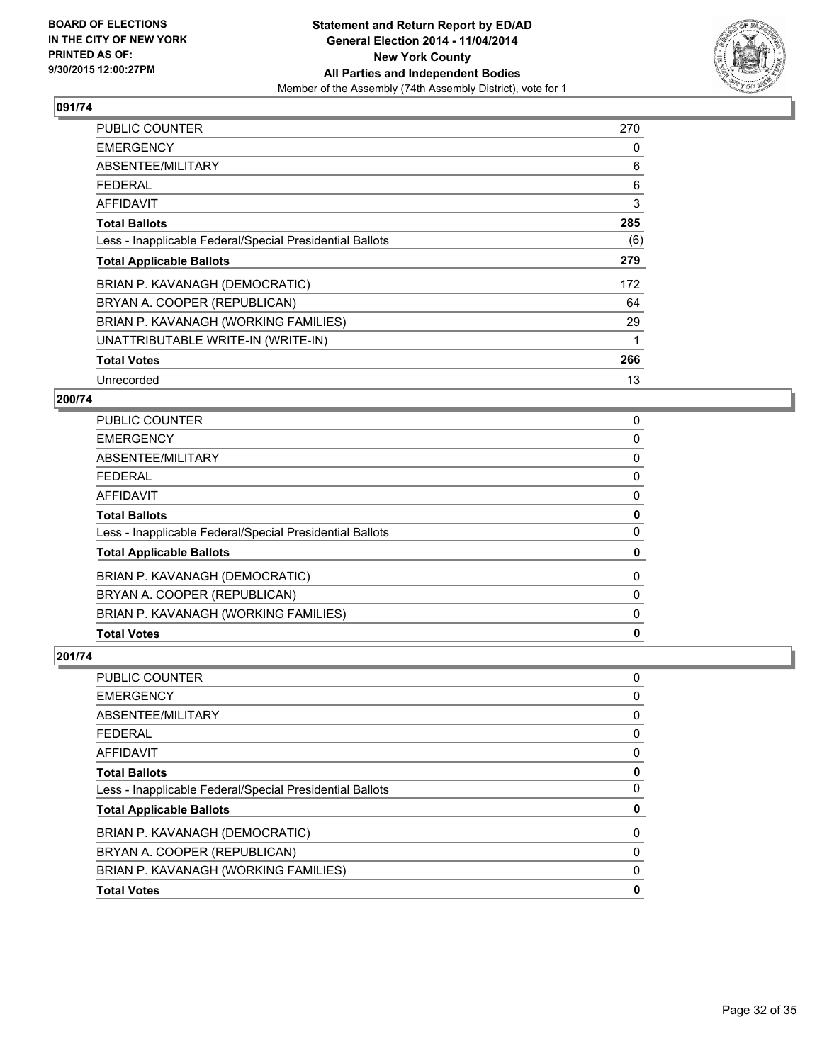**BOARD OF ELECTIONS IN THE CITY OF NEW YORK PRINTED AS OF: 9/30/2015 12:00:27PM**

**Statement and Return Report by ED/AD**
**General Election 2014 - 11/04/2014**
**New York County**
**All Parties and Independent Bodies**
Member of the Assembly (74th Assembly District), vote for 1

### 091/74

| | |
|---|---|
| PUBLIC COUNTER | 270 |
| EMERGENCY | 0 |
| ABSENTEE/MILITARY | 6 |
| FEDERAL | 6 |
| AFFIDAVIT | 3 |
| **Total Ballots** | **285** |
| Less - Inapplicable Federal/Special Presidential Ballots | (6) |
| **Total Applicable Ballots** | **279** |
| BRIAN P. KAVANAGH (DEMOCRATIC) | 172 |
| BRYAN A. COOPER (REPUBLICAN) | 64 |
| BRIAN P. KAVANAGH (WORKING FAMILIES) | 29 |
| UNATTRIBUTABLE WRITE-IN (WRITE-IN) | 1 |
| **Total Votes** | **266** |
| Unrecorded | 13 |

### 200/74

| | |
|---|---|
| PUBLIC COUNTER | 0 |
| EMERGENCY | 0 |
| ABSENTEE/MILITARY | 0 |
| FEDERAL | 0 |
| AFFIDAVIT | 0 |
| **Total Ballots** | **0** |
| Less - Inapplicable Federal/Special Presidential Ballots | 0 |
| **Total Applicable Ballots** | **0** |
| BRIAN P. KAVANAGH (DEMOCRATIC) | 0 |
| BRYAN A. COOPER (REPUBLICAN) | 0 |
| BRIAN P. KAVANAGH (WORKING FAMILIES) | 0 |
| **Total Votes** | **0** |

### 201/74

| | |
|---|---|
| PUBLIC COUNTER | 0 |
| EMERGENCY | 0 |
| ABSENTEE/MILITARY | 0 |
| FEDERAL | 0 |
| AFFIDAVIT | 0 |
| **Total Ballots** | **0** |
| Less - Inapplicable Federal/Special Presidential Ballots | 0 |
| **Total Applicable Ballots** | **0** |
| BRIAN P. KAVANAGH (DEMOCRATIC) | 0 |
| BRYAN A. COOPER (REPUBLICAN) | 0 |
| BRIAN P. KAVANAGH (WORKING FAMILIES) | 0 |
| **Total Votes** | **0** |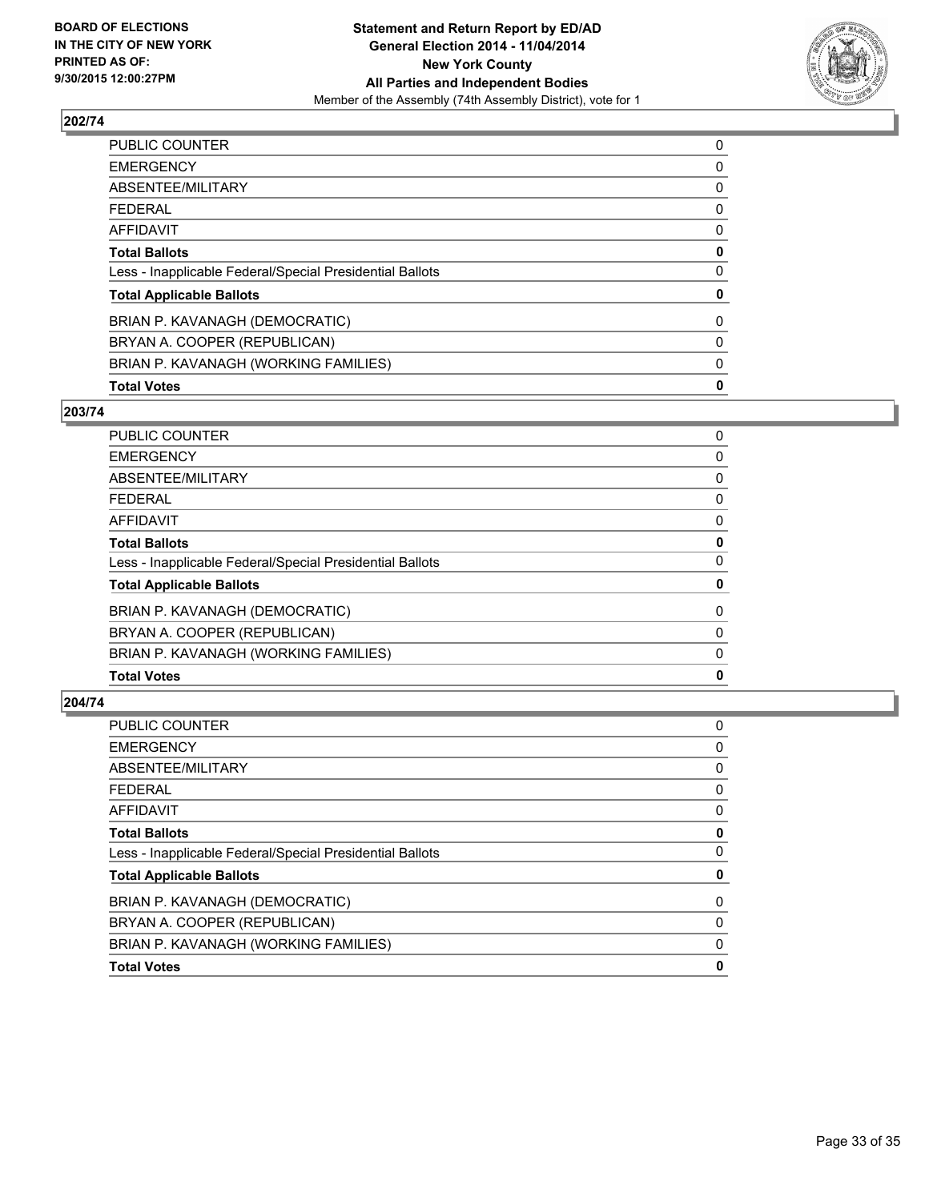**BOARD OF ELECTIONS IN THE CITY OF NEW YORK PRINTED AS OF: 9/30/2015 12:00:27PM**

**Statement and Return Report by ED/AD General Election 2014 - 11/04/2014 New York County All Parties and Independent Bodies**
Member of the Assembly (74th Assembly District), vote for 1

## 202/74

| | |
|---|---|
| PUBLIC COUNTER | 0 |
| EMERGENCY | 0 |
| ABSENTEE/MILITARY | 0 |
| FEDERAL | 0 |
| AFFIDAVIT | 0 |
| **Total Ballots** | **0** |
| Less - Inapplicable Federal/Special Presidential Ballots | 0 |
| **Total Applicable Ballots** | **0** |
| BRIAN P. KAVANAGH (DEMOCRATIC) | 0 |
| BRYAN A. COOPER (REPUBLICAN) | 0 |
| BRIAN P. KAVANAGH (WORKING FAMILIES) | 0 |
| **Total Votes** | **0** |

## 203/74

| | |
|---|---|
| PUBLIC COUNTER | 0 |
| EMERGENCY | 0 |
| ABSENTEE/MILITARY | 0 |
| FEDERAL | 0 |
| AFFIDAVIT | 0 |
| **Total Ballots** | **0** |
| Less - Inapplicable Federal/Special Presidential Ballots | 0 |
| **Total Applicable Ballots** | **0** |
| BRIAN P. KAVANAGH (DEMOCRATIC) | 0 |
| BRYAN A. COOPER (REPUBLICAN) | 0 |
| BRIAN P. KAVANAGH (WORKING FAMILIES) | 0 |
| **Total Votes** | **0** |

## 204/74

| | |
|---|---|
| PUBLIC COUNTER | 0 |
| EMERGENCY | 0 |
| ABSENTEE/MILITARY | 0 |
| FEDERAL | 0 |
| AFFIDAVIT | 0 |
| **Total Ballots** | **0** |
| Less - Inapplicable Federal/Special Presidential Ballots | 0 |
| **Total Applicable Ballots** | **0** |
| BRIAN P. KAVANAGH (DEMOCRATIC) | 0 |
| BRYAN A. COOPER (REPUBLICAN) | 0 |
| BRIAN P. KAVANAGH (WORKING FAMILIES) | 0 |
| **Total Votes** | **0** |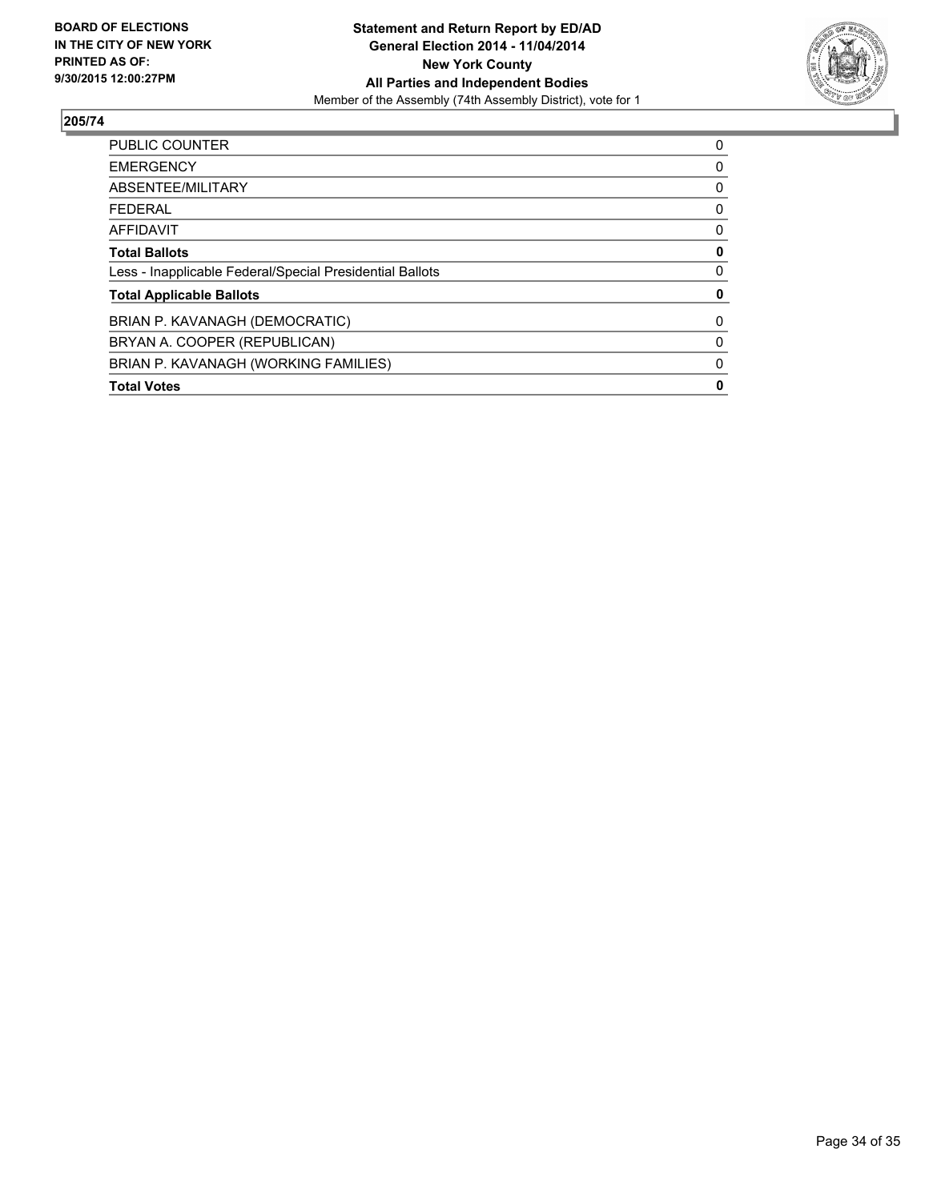**BOARD OF ELECTIONS IN THE CITY OF NEW YORK PRINTED AS OF: 9/30/2015 12:00:27PM**

**Statement and Return Report by ED/AD General Election 2014 - 11/04/2014 New York County All Parties and Independent Bodies**

Member of the Assembly (74th Assembly District), vote for 1

## 205/74

| | |
|---|---|
| PUBLIC COUNTER | 0 |
| EMERGENCY | 0 |
| ABSENTEE/MILITARY | 0 |
| FEDERAL | 0 |
| AFFIDAVIT | 0 |
| **Total Ballots** | **0** |
| Less - Inapplicable Federal/Special Presidential Ballots | 0 |
| **Total Applicable Ballots** | **0** |
| BRIAN P. KAVANAGH (DEMOCRATIC) | 0 |
| BRYAN A. COOPER (REPUBLICAN) | 0 |
| BRIAN P. KAVANAGH (WORKING FAMILIES) | 0 |
| **Total Votes** | **0** |